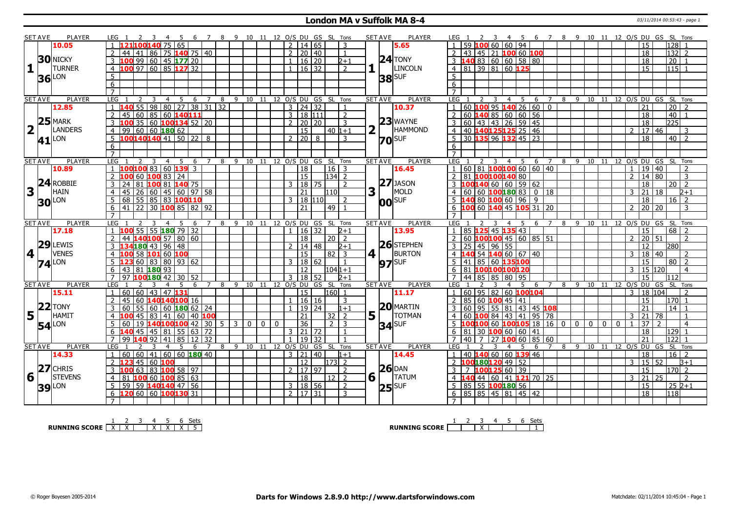# London MA v Suffolk MA 8-4

03/11/2014 00:53:43 - page 1

| SET | AVE | PLAYER | LEG | 1 | 2 | 3 | 4 | 5 | 6 | 7 | 8 | 9 | 10 | 11 | 12 | O/S | DU | GS | SL | Tons | SET | AVE | PLAYER | LEG | 1 | 2 | 3 | 4 | 5 | 6 | 7 | 8 | 9 | 10 | 11 | 12 | O/S | DU | GS | SL | Tons |
|---|---|---|---|---|---|---|---|---|---|---|---|---|---|---|---|---|---|---|---|---|---|---|---|---|---|---|---|---|---|---|---|---|---|---|---|---|---|---|---|---|---|
| 1 | 10.05 / 30 / 36 | NICKY TURNER LON | 1 | 121 | 100 | 140 | 75 | 65 | | | | | | | | 2 | 14 | 65 | | 3 | 1 | 5.65 / 24 / 38 | TONY LINCOLN SUF | 1 | 59 | 100 | 60 | 60 | 94 | | | | | | | | | 15 | | 128 | 1 |
| | | | 2 | 44 | 41 | 86 | 75 | 140 | 75 | 40 | | | | | | 2 | 20 | 40 | | 1 | | | | 2 | 43 | 45 | 21 | 100 | 60 | 100 | | | | | | | | 18 | | 132 | 2 |
| | | | 3 | 100 | 99 | 60 | 45 | 177 | 20 | | | | | | | 1 | 16 | 20 | | 2+1 | | | | 3 | 140 | 83 | 60 | 60 | 58 | 80 | | | | | | | | 18 | | 20 | 1 |
| | | | 4 | 100 | 97 | 60 | 85 | 127 | 32 | | | | | | | 1 | 16 | 32 | | 2 | | | | 4 | 81 | 39 | 81 | 60 | 125 | | | | | | | | | 15 | | 115 | 1 |
| 2 | 12.85 / 25 / 41 | MARK LANDERS LON | 1 | 140 | 55 | 98 | 80 | 27 | 38 | 31 | 32 | | | | | 3 | 24 | 32 | | 1 | 2 | 10.37 / 23 / 70 | WAYNE HAMMOND SUF | 1 | 60 | 100 | 95 | 140 | 26 | 60 | 0 | | | | | | | 21 | | 20 | 2 |
| | | | 2 | 45 | 60 | 85 | 60 | 140 | 111 | | | | | | | 3 | 18 | 111 | | 2 | | | | 2 | 60 | 140 | 85 | 60 | 60 | 56 | | | | | | | | 18 | | 40 | 1 |
| | | | 3 | 100 | 35 | 60 | 100 | 134 | 52 | 20 | | | | | | 2 | 20 | 20 | | 3 | | | | 3 | 60 | 43 | 43 | 26 | 59 | 45 | | | | | | | | 18 | | 225 | |
| | | | 4 | 99 | 60 | 60 | 180 | 62 | | | | | | | | | 15 | | 40 | 1+1 | | | | 4 | 40 | 140 | 125 | 125 | 25 | 46 | | | | | | | 2 | 17 | 46 | | 3 |
| | | | 5 | 100 | 140 | 140 | 41 | 50 | 22 | 8 | | | | | | 2 | 20 | 8 | | 3 | | | | 5 | 30 | 135 | 96 | 132 | 45 | 23 | | | | | | | | 18 | | 40 | 2 |
| 3 | 10.89 / 24 / 30 | ROBBIE HAIN LON | 1 | 100 | 100 | 83 | 60 | 139 | 3 | | | | | | | | 18 | | 16 | 3 | 3 | 16.45 / 27 / 00 | JASON MOLD SUF | 1 | 60 | 81 | 100 | 100 | 60 | 60 | 40 | | | | | | 1 | 19 | 40 | | 2 |
| | | | 2 | 100 | 60 | 100 | 83 | 24 | | | | | | | | | 15 | | 134 | 2 | | | | 2 | 81 | 100 | 100 | 140 | 80 | | | | | | | | 2 | 14 | 80 | | 3 |
| | | | 3 | 24 | 81 | 100 | 81 | 140 | 75 | | | | | | | 3 | 18 | 75 | | 2 | | | | 3 | 100 | 140 | 60 | 60 | 59 | 62 | | | | | | | | 18 | | 20 | 2 |
| | | | 4 | 45 | 26 | 60 | 45 | 60 | 97 | 58 | | | | | | | 21 | | 110 | | | | | 4 | 60 | 60 | 100 | 180 | 83 | 0 | 18 | | | | | | 3 | 21 | 18 | | 2+1 |
| | | | 5 | 68 | 55 | 85 | 83 | 100 | 110 | | | | | | | 3 | 18 | 110 | | 2 | | | | 5 | 140 | 80 | 100 | 60 | 96 | 9 | | | | | | | | 18 | | 16 | 2 |
| | | | 6 | 41 | 22 | 30 | 100 | 85 | 82 | 92 | | | | | | | 21 | | 49 | 1 | | | | 6 | 100 | 60 | 140 | 45 | 105 | 31 | 20 | | | | | | 2 | 20 | 20 | | 3 |
| 4 | 17.18 / 29 / 74 | LEWIS VENES LON | 1 | 100 | 55 | 55 | 180 | 79 | 32 | | | | | | | 1 | 16 | 32 | | 2+1 | 4 | 13.95 / 26 / 97 | STEPHEN BURTON SUF | 1 | 85 | 125 | 45 | 135 | 43 | | | | | | | | | 15 | | 68 | 2 |
| | | | 2 | 44 | 140 | 100 | 57 | 80 | 60 | | | | | | | | 18 | | 20 | 2 | | | | 2 | 60 | 100 | 100 | 45 | 60 | 85 | 51 | | | | | | 2 | 20 | 51 | | 2 |
| | | | 3 | 134 | 180 | 43 | 96 | 48 | | | | | | | | 2 | 14 | 48 | | 2+1 | | | | 3 | 25 | 45 | 96 | 55 | | | | | | | | | | 12 | | 280 | |
| | | | 4 | 100 | 58 | 101 | 60 | 100 | | | | | | | | | 15 | | 82 | 3 | | | | 4 | 140 | 54 | 140 | 60 | 67 | 40 | | | | | | | 3 | 18 | 40 | | 2 |
| | | | 5 | 123 | 60 | 83 | 80 | 93 | 62 | | | | | | | 3 | 18 | 62 | | 1 | | | | 5 | 41 | 85 | 60 | 135 | 100 | | | | | | | | | 15 | | 80 | 2 |
| | | | 6 | 43 | 81 | 180 | 93 | | | | | | | | | | 12 | | 104 | 1+1 | | | | 6 | 81 | 100 | 100 | 100 | 120 | | | | | | | | 3 | 15 | 120 | | 4 |
| | | | 7 | 97 | 100 | 180 | 42 | 30 | 52 | | | | | | | 3 | 18 | 52 | | 2+1 | | | | 7 | 44 | 85 | 85 | 80 | 95 | | | | | | | | | 15 | | 112 | |
| 5 | 15.11 / 22 / 54 | TONY HAMIT LON | 1 | 60 | 60 | 43 | 47 | 131 | | | | | | | | | 15 | | 160 | 1 | 5 | 11.17 / 20 / 34 | MARTIN TOTMAN SUF | 1 | 60 | 95 | 82 | 60 | 100 | 104 | | | | | | | 3 | 18 | 104 | | 2 |
| | | | 2 | 45 | 60 | 140 | 140 | 100 | 16 | | | | | | | 1 | 16 | 16 | | 3 | | | | 2 | 85 | 60 | 100 | 45 | 41 | | | | | | | | | 15 | | 170 | 1 |
| | | | 3 | 60 | 55 | 60 | 60 | 180 | 62 | 24 | | | | | | 1 | 19 | 24 | | 1+1 | | | | 3 | 60 | 95 | 55 | 81 | 43 | 45 | 108 | | | | | | | 21 | | 14 | 1 |
| | | | 4 | 100 | 45 | 83 | 41 | 60 | 40 | 100 | | | | | | | 21 | | 32 | 2 | | | | 4 | 60 | 100 | 84 | 43 | 41 | 95 | 78 | | | | | | 3 | 21 | 78 | | 1 |
| | | | 5 | 60 | 19 | 140 | 100 | 100 | 42 | 30 | 5 | 3 | 0 | 0 | 0 | | 36 | | 2 | 3 | | | | 5 | 100 | 100 | 60 | 100 | 105 | 18 | 16 | 0 | 0 | 0 | 0 | 0 | 1 | 37 | 2 | | 4 |
| | | | 6 | 140 | 45 | 45 | 81 | 55 | 63 | 72 | | | | | | 3 | 21 | 72 | | 1 | | | | 6 | 81 | 30 | 100 | 60 | 60 | 41 | | | | | | | | 18 | | 129 | 1 |
| | | | 7 | 99 | 140 | 92 | 41 | 85 | 12 | 32 | | | | | | 1 | 19 | 32 | | 1 | | | | 7 | 40 | 7 | 27 | 100 | 60 | 85 | 60 | | | | | | | 21 | | 122 | 1 |
| 6 | 14.33 / 27 / 39 | CHRIS STEVENS LON | 1 | 60 | 60 | 41 | 60 | 60 | 180 | 40 | | | | | | 3 | 21 | 40 | | 1+1 | 6 | 14.45 / 26 / 25 | DAN TATUM SUF | 1 | 40 | 140 | 60 | 60 | 139 | 46 | | | | | | | | 18 | | 16 | 2 |
| | | | 2 | 123 | 45 | 60 | 100 | | | | | | | | | | 12 | | 173 | 2 | | | | 2 | 100 | 180 | 120 | 49 | 52 | | | | | | | | 3 | 15 | 52 | | 3+1 |
| | | | 3 | 100 | 63 | 83 | 100 | 58 | 97 | | | | | | | 2 | 17 | 97 | | 2 | | | | 3 | 7 | 100 | 125 | 60 | 39 | | | | | | | | | 15 | | 170 | 2 |
| | | | 4 | 81 | 100 | 60 | 100 | 85 | 63 | | | | | | | | 18 | | 12 | 2 | | | | 4 | 140 | 44 | 60 | 41 | 121 | 70 | 25 | | | | | | 3 | 21 | 25 | | 2 |
| | | | 5 | 59 | 59 | 140 | 140 | 47 | 56 | | | | | | | 3 | 18 | 56 | | 2 | | | | 5 | 85 | 55 | 100 | 180 | 56 | | | | | | | | | 15 | | 25 | 2+1 |
| | | | 6 | 120 | 60 | 60 | 100 | 130 | 31 | | | | | | | 2 | 17 | 31 | | 3 | | | | 6 | 85 | 85 | 45 | 81 | 45 | 42 | | | | | | | | 18 | | 118 | |

| RUNNING SCORE | 1 | 2 | 3 | 4 | 5 | 6 | Sets |
|---|---|---|---|---|---|---|---|
| London | X | X | | X | X | X | 5 |
| Suffolk | | | X | | | | 1 |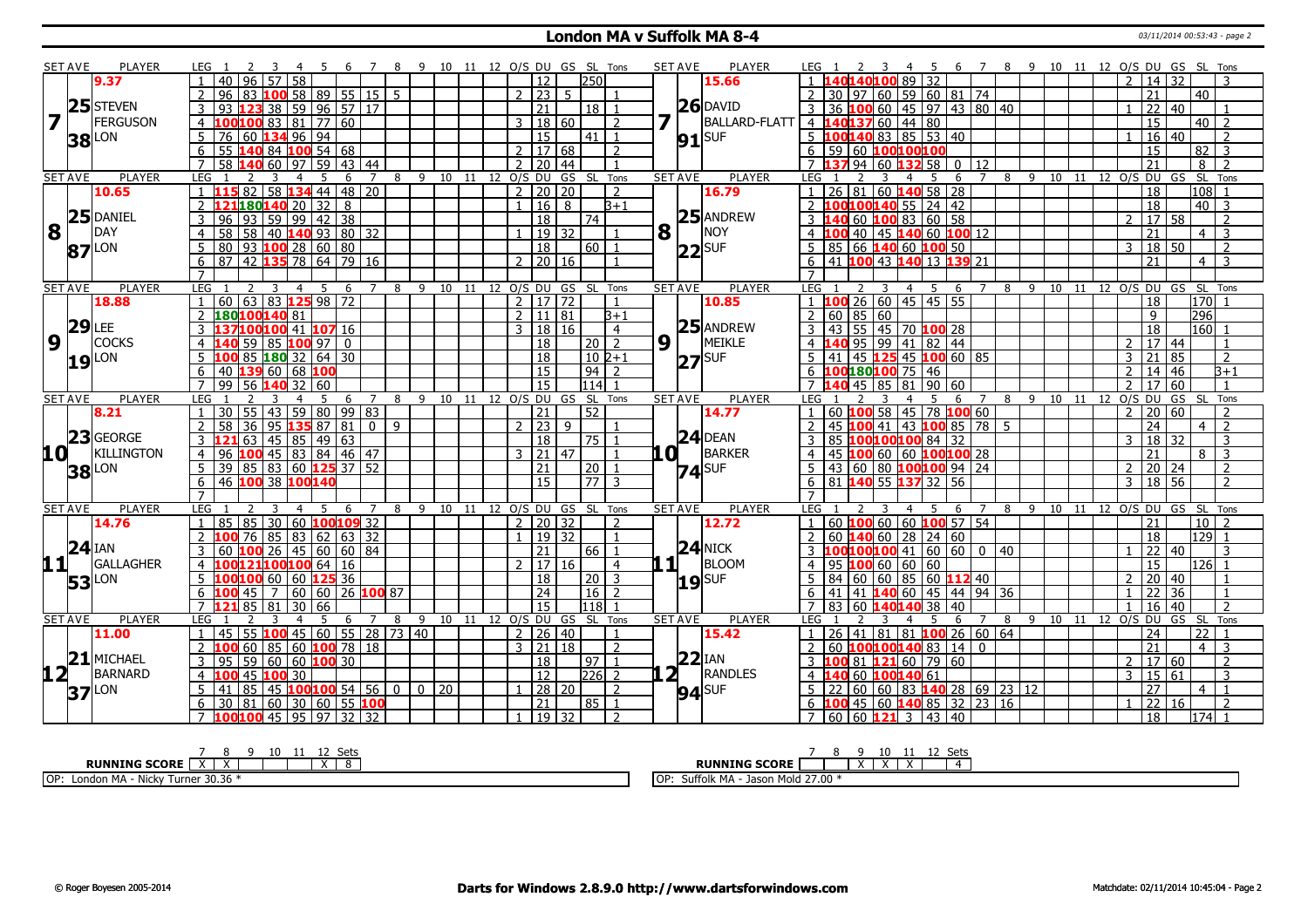## London MA v Suffolk MA 8-4

03/11/2014 00:53:43 - page 2

### Set 7

| SET AVE | PLAYER | LEG | 1 | 2 | 3 | 4 | 5 | 6 | 7 | 8 | 9 | 10 | 11 | 12 | O/S | DU | GS | SL | Tons |
|---|---|---|---|---|---|---|---|---|---|---|---|---|---|---|---|---|---|---|---|
| 9.37 | 7 STEVEN FERGUSON LON | 1 | 40 | 96 | 57 | 58 | | | | | | | | | | 12 | | 250 | |
| 25.38 | | 2 | 96 | 83 | 100 | 58 | 89 | 55 | 15 | 5 | | | | | 2 | 23 | 5 | | 1 |
| | | 3 | 93 | 123 | 38 | 59 | 96 | 57 | 17 | | | | | | | 21 | | 18 | 1 |
| | | 4 | 100 | 100 | 83 | 81 | 77 | 60 | | | | | | | 3 | 18 | 60 | | 2 |
| | | 5 | 76 | 60 | 134 | 96 | 94 | | | | | | | | | 15 | | 41 | 1 |
| | | 6 | 55 | 140 | 84 | 100 | 54 | 68 | | | | | | | 2 | 17 | 68 | | 2 |
| | | 7 | 58 | 140 | 60 | 97 | 59 | 43 | 44 | | | | | | 2 | 20 | 44 | | 1 |

| SET AVE | PLAYER | LEG | 1 | 2 | 3 | 4 | 5 | 6 | 7 | 8 | 9 | 10 | 11 | 12 | O/S | DU | GS | SL | Tons |
|---|---|---|---|---|---|---|---|---|---|---|---|---|---|---|---|---|---|---|---|
| 15.66 | 7 DAVID BALLARD-FLATT SUF | 1 | 140 | 140 | 100 | 89 | 32 | | | | | | | | 2 | 14 | 32 | | 3 |
| 26.91 | | 2 | 30 | 97 | 60 | 59 | 60 | 81 | 74 | | | | | | | 21 | | 40 | |
| | | 3 | 36 | 100 | 60 | 45 | 97 | 43 | 80 | 40 | | | | | 1 | 22 | 40 | | 1 |
| | | 4 | 140 | 137 | 60 | 44 | 80 | | | | | | | | | 15 | | 40 | 2 |
| | | 5 | 100 | 140 | 83 | 85 | 53 | 40 | | | | | | | 1 | 16 | 40 | | 2 |
| | | 6 | 59 | 60 | 100 | 100 | 100 | | | | | | | | | 15 | | 82 | 3 |
| | | 7 | 137 | 94 | 60 | 132 | 58 | 0 | 12 | | | | | | | 21 | | 8 | 2 |

### Set 8

| SET AVE | PLAYER | LEG | 1 | 2 | 3 | 4 | 5 | 6 | 7 | 8 | 9 | 10 | 11 | 12 | O/S | DU | GS | SL | Tons |
|---|---|---|---|---|---|---|---|---|---|---|---|---|---|---|---|---|---|---|---|
| 10.65 | 8 DANIEL DAY LON | 1 | 115 | 82 | 58 | 134 | 44 | 48 | 20 | | | | | | 2 | 20 | 20 | | 2 |
| 25.87 | | 2 | 121 | 180 | 140 | 20 | 32 | 8 | | | | | | | 1 | 16 | 8 | | 3+1 |
| | | 3 | 96 | 93 | 59 | 99 | 42 | 38 | | | | | | | | 18 | | 74 | |
| | | 4 | 58 | 58 | 40 | 140 | 93 | 80 | 32 | | | | | | 1 | 19 | 32 | | 1 |
| | | 5 | 80 | 93 | 100 | 28 | 60 | 80 | | | | | | | | 18 | | 60 | 1 |
| | | 6 | 87 | 42 | 135 | 78 | 64 | 79 | 16 | | | | | | 2 | 20 | 16 | | 1 |
| | | 7 | | | | | | | | | | | | | | | | | |

| SET AVE | PLAYER | LEG | 1 | 2 | 3 | 4 | 5 | 6 | 7 | 8 | 9 | 10 | 11 | 12 | O/S | DU | GS | SL | Tons |
|---|---|---|---|---|---|---|---|---|---|---|---|---|---|---|---|---|---|---|---|
| 16.79 | 8 ANDREW NOY SUF | 1 | 26 | 81 | 60 | 140 | 58 | 28 | | | | | | | | 18 | | 108 | 1 |
| 25.22 | | 2 | 100 | 100 | 140 | 55 | 24 | 42 | | | | | | | | 18 | | 40 | 3 |
| | | 3 | 140 | 60 | 100 | 83 | 60 | 58 | | | | | | | 2 | 17 | 58 | | 2 |
| | | 4 | 100 | 40 | 45 | 140 | 60 | 100 | 12 | | | | | | | 21 | | 4 | 3 |
| | | 5 | 85 | 66 | 140 | 60 | 100 | 50 | | | | | | | 3 | 18 | 50 | | 2 |
| | | 6 | 41 | 100 | 43 | 140 | 13 | 139 | 21 | | | | | | | 21 | | 4 | 3 |
| | | 7 | | | | | | | | | | | | | | | | | |

### Set 9

| SET AVE | PLAYER | LEG | 1 | 2 | 3 | 4 | 5 | 6 | 7 | 8 | 9 | 10 | 11 | 12 | O/S | DU | GS | SL | Tons |
|---|---|---|---|---|---|---|---|---|---|---|---|---|---|---|---|---|---|---|---|
| 18.88 | 9 LEE COCKS LON | 1 | 60 | 63 | 83 | 125 | 98 | 72 | | | | | | | 2 | 17 | 72 | | 1 |
| 29.19 | | 2 | 180 | 100 | 140 | 81 | | | | | | | | | 2 | 11 | 81 | | 3+1 |
| | | 3 | 137 | 100 | 100 | 41 | 107 | 16 | | | | | | | 3 | 18 | 16 | | 4 |
| | | 4 | 140 | 59 | 85 | 100 | 97 | 0 | | | | | | | | 18 | | 20 | 2 |
| | | 5 | 100 | 85 | 180 | 32 | 64 | 30 | | | | | | | | 18 | | 10 | 2+1 |
| | | 6 | 40 | 139 | 60 | 68 | 100 | | | | | | | | | 15 | | 94 | 2 |
| | | 7 | 99 | 56 | 140 | 32 | 60 | | | | | | | | | 15 | | 114 | 1 |

| SET AVE | PLAYER | LEG | 1 | 2 | 3 | 4 | 5 | 6 | 7 | 8 | 9 | 10 | 11 | 12 | O/S | DU | GS | SL | Tons |
|---|---|---|---|---|---|---|---|---|---|---|---|---|---|---|---|---|---|---|---|
| 10.85 | 9 ANDREW MEIKLE SUF | 1 | 100 | 26 | 60 | 45 | 45 | 55 | | | | | | | | 18 | | 170 | 1 |
| 25.27 | | 2 | 60 | 85 | 60 | | | | | | | | | | | 9 | | 296 | |
| | | 3 | 43 | 55 | 45 | 70 | 100 | 28 | | | | | | | | 18 | | 160 | 1 |
| | | 4 | 140 | 95 | 99 | 41 | 82 | 44 | | | | | | | 2 | 17 | 44 | | 1 |
| | | 5 | 41 | 45 | 125 | 45 | 100 | 60 | 85 | | | | | | 3 | 21 | 85 | | 2 |
| | | 6 | 100 | 180 | 100 | 75 | 46 | | | | | | | | 2 | 14 | 46 | | 3+1 |
| | | 7 | 140 | 45 | 85 | 81 | 90 | 60 | | | | | | | 2 | 17 | 60 | | 1 |

### Set 10

| SET AVE | PLAYER | LEG | 1 | 2 | 3 | 4 | 5 | 6 | 7 | 8 | 9 | 10 | 11 | 12 | O/S | DU | GS | SL | Tons |
|---|---|---|---|---|---|---|---|---|---|---|---|---|---|---|---|---|---|---|---|
| 8.21 | 10 GEORGE KILLINGTON LON | 1 | 30 | 55 | 43 | 59 | 80 | 99 | 83 | | | | | | | 21 | | 52 | |
| 23.38 | | 2 | 58 | 36 | 95 | 135 | 87 | 81 | 0 | 9 | | | | | 2 | 23 | 9 | | 1 |
| | | 3 | 121 | 63 | 45 | 85 | 49 | 63 | | | | | | | | 18 | | 75 | 1 |
| | | 4 | 96 | 100 | 45 | 83 | 84 | 46 | 47 | | | | | | 3 | 21 | 47 | | 1 |
| | | 5 | 39 | 85 | 83 | 60 | 125 | 37 | 52 | | | | | | | 21 | | 20 | 1 |
| | | 6 | 46 | 100 | 38 | 100 | 140 | | | | | | | | | 15 | | 77 | 3 |
| | | 7 | | | | | | | | | | | | | | | | | |

| SET AVE | PLAYER | LEG | 1 | 2 | 3 | 4 | 5 | 6 | 7 | 8 | 9 | 10 | 11 | 12 | O/S | DU | GS | SL | Tons |
|---|---|---|---|---|---|---|---|---|---|---|---|---|---|---|---|---|---|---|---|
| 14.77 | 10 DEAN BARKER SUF | 1 | 60 | 100 | 58 | 45 | 78 | 100 | 60 | | | | | | 2 | 20 | 60 | | 2 |
| 24.74 | | 2 | 45 | 100 | 41 | 43 | 100 | 85 | 78 | 5 | | | | | | 24 | | 4 | 2 |
| | | 3 | 85 | 100 | 100 | 100 | 84 | 32 | | | | | | | 3 | 18 | 32 | | 3 |
| | | 4 | 45 | 100 | 60 | 60 | 100 | 100 | 28 | | | | | | | 21 | | 8 | 3 |
| | | 5 | 43 | 60 | 80 | 100 | 100 | 94 | 24 | | | | | | 2 | 20 | 24 | | 2 |
| | | 6 | 81 | 140 | 55 | 137 | 32 | 56 | | | | | | | 3 | 18 | 56 | | 2 |
| | | 7 | | | | | | | | | | | | | | | | | |

### Set 11

| SET AVE | PLAYER | LEG | 1 | 2 | 3 | 4 | 5 | 6 | 7 | 8 | 9 | 10 | 11 | 12 | O/S | DU | GS | SL | Tons |
|---|---|---|---|---|---|---|---|---|---|---|---|---|---|---|---|---|---|---|---|
| 14.76 | 11 IAN GALLAGHER LON | 1 | 85 | 85 | 30 | 60 | 100 | 109 | 32 | | | | | | 2 | 20 | 32 | | 2 |
| 24.53 | | 2 | 100 | 76 | 85 | 83 | 62 | 63 | 32 | | | | | | 1 | 19 | 32 | | 1 |
| | | 3 | 60 | 100 | 26 | 45 | 60 | 60 | 84 | | | | | | | 21 | | 66 | 1 |
| | | 4 | 100 | 121 | 100 | 100 | 64 | 16 | | | | | | | 2 | 17 | 16 | | 4 |
| | | 5 | 100 | 100 | 60 | 60 | 125 | 36 | | | | | | | | 18 | | 20 | 3 |
| | | 6 | 100 | 45 | 7 | 60 | 60 | 26 | 100 | 87 | | | | | | 24 | | 16 | 2 |
| | | 7 | 121 | 85 | 81 | 30 | 66 | | | | | | | | | 15 | | 118 | 1 |

| SET AVE | PLAYER | LEG | 1 | 2 | 3 | 4 | 5 | 6 | 7 | 8 | 9 | 10 | 11 | 12 | O/S | DU | GS | SL | Tons |
|---|---|---|---|---|---|---|---|---|---|---|---|---|---|---|---|---|---|---|---|
| 12.72 | 11 NICK BLOOM SUF | 1 | 60 | 100 | 60 | 60 | 100 | 57 | 54 | | | | | | | 21 | | 10 | 2 |
| 24.19 | | 2 | 60 | 140 | 60 | 28 | 24 | 60 | | | | | | | | 18 | | 129 | 1 |
| | | 3 | 100 | 100 | 100 | 41 | 60 | 60 | 0 | 40 | | | | | 1 | 22 | 40 | | 3 |
| | | 4 | 95 | 100 | 60 | 60 | 60 | | | | | | | | | 15 | | 126 | 1 |
| | | 5 | 84 | 60 | 60 | 85 | 60 | 112 | 40 | | | | | | 2 | 20 | 40 | | 1 |
| | | 6 | 41 | 41 | 140 | 60 | 45 | 44 | 94 | 36 | | | | | 1 | 22 | 36 | | 1 |
| | | 7 | 83 | 60 | 140 | 140 | 38 | 40 | | | | | | | 1 | 16 | 40 | | 2 |

### Set 12

| SET AVE | PLAYER | LEG | 1 | 2 | 3 | 4 | 5 | 6 | 7 | 8 | 9 | 10 | 11 | 12 | O/S | DU | GS | SL | Tons |
|---|---|---|---|---|---|---|---|---|---|---|---|---|---|---|---|---|---|---|---|
| 11.00 | 12 MICHAEL BARNARD LON | 1 | 45 | 55 | 100 | 45 | 60 | 55 | 28 | 73 | 40 | | | | 2 | 26 | 40 | | 1 |
| 21.37 | | 2 | 100 | 60 | 85 | 60 | 100 | 78 | 18 | | | | | | 3 | 21 | 18 | | 2 |
| | | 3 | 95 | 59 | 60 | 60 | 100 | 30 | | | | | | | | 18 | | 97 | 1 |
| | | 4 | 100 | 45 | 100 | 30 | | | | | | | | | | 12 | | 226 | 2 |
| | | 5 | 41 | 85 | 45 | 100 | 100 | 54 | 56 | 0 | 0 | 20 | | | 1 | 28 | 20 | | 2 |
| | | 6 | 30 | 81 | 60 | 30 | 60 | 55 | 100 | | | | | | | 21 | | 85 | 1 |
| | | 7 | 100 | 100 | 45 | 95 | 97 | 32 | 32 | | | | | | 1 | 19 | 32 | | 2 |

| SET AVE | PLAYER | LEG | 1 | 2 | 3 | 4 | 5 | 6 | 7 | 8 | 9 | 10 | 11 | 12 | O/S | DU | GS | SL | Tons |
|---|---|---|---|---|---|---|---|---|---|---|---|---|---|---|---|---|---|---|---|
| 15.42 | 12 IAN RANDLES SUF | 1 | 26 | 41 | 81 | 81 | 100 | 26 | 60 | 64 | | | | | | 24 | | 22 | 1 |
| 22.94 | | 2 | 60 | 100 | 100 | 140 | 83 | 14 | 0 | | | | | | | 21 | | 4 | 3 |
| | | 3 | 100 | 81 | 121 | 60 | 79 | 60 | | | | | | | 2 | 17 | 60 | | 2 |
| | | 4 | 140 | 60 | 100 | 140 | 61 | | | | | | | | 3 | 15 | 61 | | 3 |
| | | 5 | 22 | 60 | 60 | 83 | 140 | 28 | 69 | 23 | 12 | | | | | 27 | | 4 | 1 |
| | | 6 | 100 | 45 | 60 | 140 | 85 | 32 | 23 | 16 | | | | | 1 | 22 | 16 | | 2 |
| | | 7 | 60 | 60 | 121 | 3 | 43 | 40 | | | | | | | | 18 | | 174 | 1 |

### Running Score

| RUNNING SCORE | 7 | 8 | 9 | 10 | 11 | 12 | Sets |
|---|---|---|---|---|---|---|---|
| London MA | X | X | | | | X | 8 |
| Suffolk MA | | | X | X | X | | 4 |

OP: London MA - Nicky Turner 30.36 *

OP: Suffolk MA - Jason Mold 27.00 *

© Roger Boyesen 2005-2014 — Darts for Windows 2.8.9.0 http://www.dartsforwindows.com — Matchdate: 02/11/2014 10:45:04 - Page 2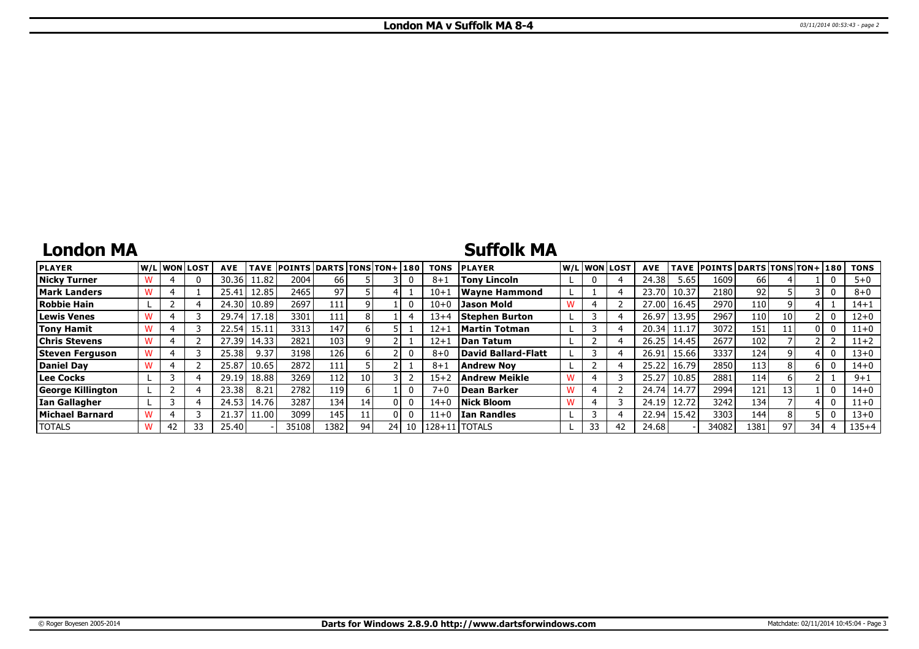# London MA v Suffolk MA 8-4

## London MA

| PLAYER | W/L | WON | LOST | AVE | TAVE | POINTS | DARTS | TONS | TON+ | 180 | TONS |
|---|---|---|---|---|---|---|---|---|---|---|---|
| Nicky Turner | W | 4 | 0 | 30.36 | 11.82 | 2004 | 66 | 5 | 3 | 0 | 8+1 |
| Mark Landers | W | 4 | 1 | 25.41 | 12.85 | 2465 | 97 | 5 | 4 | 1 | 10+1 |
| Robbie Hain | L | 2 | 4 | 24.30 | 10.89 | 2697 | 111 | 9 | 1 | 0 | 10+0 |
| Lewis Venes | W | 4 | 3 | 29.74 | 17.18 | 3301 | 111 | 8 | 1 | 4 | 13+4 |
| Tony Hamit | W | 4 | 3 | 22.54 | 15.11 | 3313 | 147 | 6 | 5 | 1 | 12+1 |
| Chris Stevens | W | 4 | 2 | 27.39 | 14.33 | 2821 | 103 | 9 | 2 | 1 | 12+1 |
| Steven Ferguson | W | 4 | 3 | 25.38 | 9.37 | 3198 | 126 | 6 | 2 | 0 | 8+0 |
| Daniel Day | W | 4 | 2 | 25.87 | 10.65 | 2872 | 111 | 5 | 2 | 1 | 8+1 |
| Lee Cocks | L | 3 | 4 | 29.19 | 18.88 | 3269 | 112 | 10 | 3 | 2 | 15+2 |
| George Killington | L | 2 | 4 | 23.38 | 8.21 | 2782 | 119 | 6 | 1 | 0 | 7+0 |
| Ian Gallagher | L | 3 | 4 | 24.53 | 14.76 | 3287 | 134 | 14 | 0 | 0 | 14+0 |
| Michael Barnard | W | 4 | 3 | 21.37 | 11.00 | 3099 | 145 | 11 | 0 | 0 | 11+0 |
| TOTALS | W | 42 | 33 | 25.40 | - | 35108 | 1382 | 94 | 24 | 10 | 128+11 |

## Suffolk MA

| PLAYER | W/L | WON | LOST | AVE | TAVE | POINTS | DARTS | TONS | TON+ | 180 | TONS |
|---|---|---|---|---|---|---|---|---|---|---|---|
| Tony Lincoln | L | 0 | 4 | 24.38 | 5.65 | 1609 | 66 | 4 | 1 | 0 | 5+0 |
| Wayne Hammond | L | 1 | 4 | 23.70 | 10.37 | 2180 | 92 | 5 | 3 | 0 | 8+0 |
| Jason Mold | W | 4 | 2 | 27.00 | 16.45 | 2970 | 110 | 9 | 4 | 1 | 14+1 |
| Stephen Burton | L | 3 | 4 | 26.97 | 13.95 | 2967 | 110 | 10 | 2 | 0 | 12+0 |
| Martin Totman | L | 3 | 4 | 20.34 | 11.17 | 3072 | 151 | 11 | 0 | 0 | 11+0 |
| Dan Tatum | L | 2 | 4 | 26.25 | 14.45 | 2677 | 102 | 7 | 2 | 2 | 11+2 |
| David Ballard-Flatt | L | 3 | 4 | 26.91 | 15.66 | 3337 | 124 | 9 | 4 | 0 | 13+0 |
| Andrew Noy | L | 2 | 4 | 25.22 | 16.79 | 2850 | 113 | 8 | 6 | 0 | 14+0 |
| Andrew Meikle | W | 4 | 3 | 25.27 | 10.85 | 2881 | 114 | 6 | 2 | 1 | 9+1 |
| Dean Barker | W | 4 | 2 | 24.74 | 14.77 | 2994 | 121 | 13 | 1 | 0 | 14+0 |
| Nick Bloom | W | 4 | 3 | 24.19 | 12.72 | 3242 | 134 | 7 | 4 | 0 | 11+0 |
| Ian Randles | L | 3 | 4 | 22.94 | 15.42 | 3303 | 144 | 8 | 5 | 0 | 13+0 |
| TOTALS | L | 33 | 42 | 24.68 | - | 34082 | 1381 | 97 | 34 | 4 | 135+4 |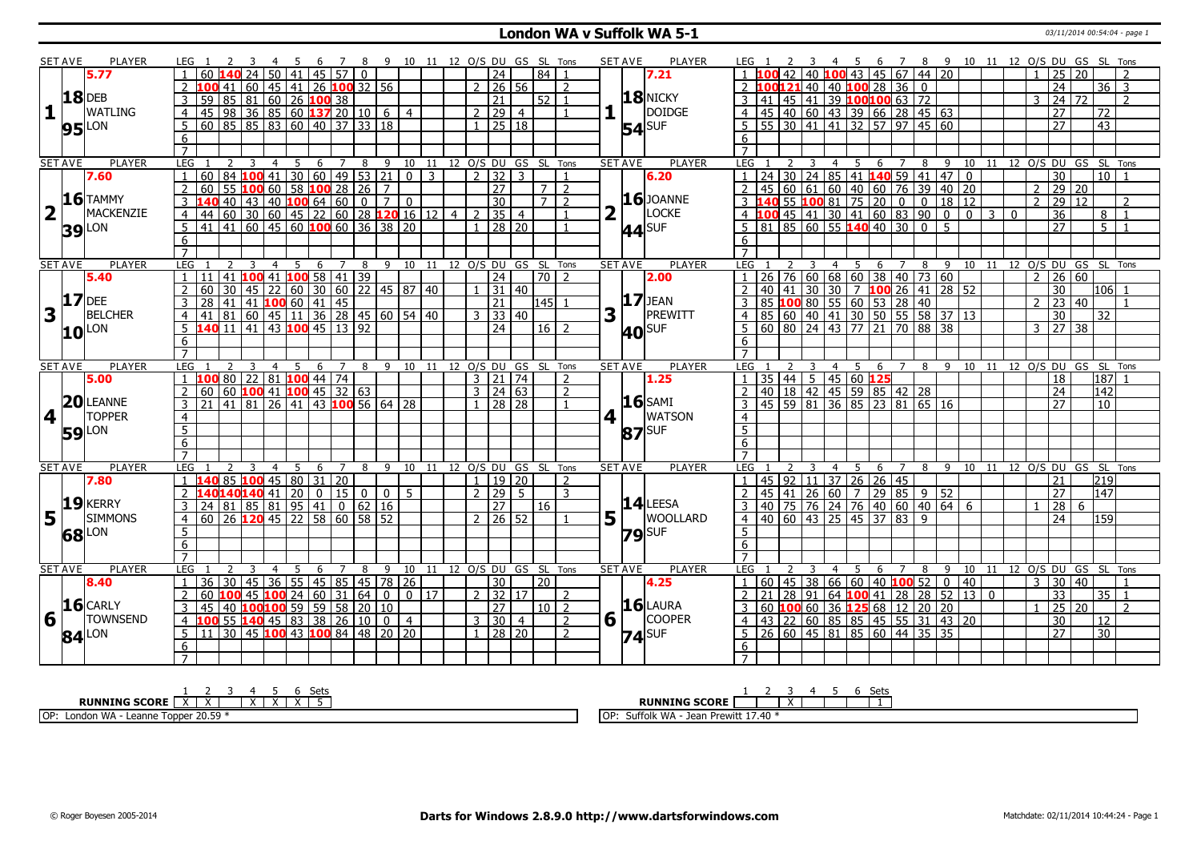# London WA v Suffolk WA 5-1

03/11/2014 00:54:04 - page 1

| SET AVE | PLAYER | LEG | 1 | 2 | 3 | 4 | 5 | 6 | 7 | 8 | 9 | 10 | 11 | 12 | O/S | DU | GS | SL | Tons | SET AVE | PLAYER | LEG | 1 | 2 | 3 | 4 | 5 | 6 | 7 | 8 | 9 | 10 | 11 | 12 | O/S | DU | GS | SL | Tons |
|---|---|---|---|---|---|---|---|---|---|---|---|---|---|---|---|---|---|---|---|---|---|---|---|---|---|---|---|---|---|---|---|---|---|---|---|---|---|---|---|
| 5.77 | | 1 | 60 | 140 | 24 | 50 | 41 | 45 | 57 | 0 | | | | | | 24 | | 84 | 1 | 7.21 | | 1 | 100 | 42 | 40 | 100 | 43 | 45 | 67 | 44 | 20 | | | | 1 | 25 | 20 | | 2 |
| 18 | DEB | 2 | 100 | 41 | 60 | 45 | 41 | 26 | 100 | 32 | 56 | | | | 2 | 26 | 56 | | 2 | 18 | NICKY | 2 | 100 | 121 | 40 | 40 | 100 | 28 | 36 | 0 | | | | | | 24 | | 36 | 3 |
| 1 | WATLING | 3 | 59 | 85 | 81 | 60 | 26 | 100 | 38 | | | | | | | 21 | | 52 | 1 | 1 | DOIDGE | 3 | 41 | 45 | 41 | 39 | 100 | 100 | 63 | 72 | | | | | 3 | 24 | 72 | | 2 |
| 95 | LON | 4 | 45 | 98 | 36 | 85 | 60 | 137 | 20 | 10 | 6 | 4 | | | 2 | 29 | 4 | | 1 | 54 | SUF | 4 | 45 | 40 | 60 | 43 | 39 | 66 | 28 | 45 | 63 | | | | | 27 | | 72 | |
| | | 5 | 60 | 85 | 85 | 83 | 60 | 40 | 37 | 33 | 18 | | | | 1 | 25 | 18 | | | | | 5 | 55 | 30 | 41 | 41 | 32 | 57 | 97 | 45 | 60 | | | | | 27 | | 43 | |
| 7.60 | | 1 | 60 | 84 | 100 | 41 | 30 | 60 | 49 | 53 | 21 | 0 | 3 | | 2 | 32 | 3 | | 1 | 6.20 | | 1 | 24 | 30 | 24 | 85 | 41 | 140 | 59 | 41 | 47 | 0 | | | | 30 | | 10 | 1 |
| 16 | TAMMY | 2 | 60 | 55 | 100 | 60 | 58 | 100 | 28 | 26 | 7 | | | | | 27 | | 7 | 2 | 16 | JOANNE | 2 | 45 | 60 | 61 | 60 | 40 | 60 | 76 | 39 | 40 | 20 | | | 2 | 29 | 20 | | |
| 2 | MACKENZIE | 3 | 140 | 40 | 43 | 40 | 100 | 64 | 60 | 0 | 7 | 0 | | | | 30 | | 7 | 2 | 2 | LOCKE | 3 | 140 | 55 | 100 | 81 | 75 | 20 | 0 | 0 | 18 | 12 | | | 2 | 29 | 12 | | 2 |
| 39 | LON | 4 | 44 | 60 | 30 | 60 | 45 | 22 | 60 | 28 | 120 | 16 | 12 | 4 | 2 | 35 | 4 | | 1 | 44 | SUF | 4 | 100 | 45 | 41 | 30 | 41 | 60 | 83 | 90 | 0 | 0 | 3 | 0 | | 36 | | 8 | 1 |
| | | 5 | 41 | 41 | 60 | 45 | 60 | 100 | 60 | 36 | 38 | 20 | | | 1 | 28 | 20 | | 1 | | | 5 | 81 | 85 | 60 | 55 | 140 | 40 | 30 | 0 | 5 | | | | | 27 | | 5 | 1 |
| 5.40 | | 1 | 11 | 41 | 100 | 41 | 100 | 58 | 41 | 39 | | | | | | 24 | | 70 | 2 | 2.00 | | 1 | 26 | 76 | 60 | 68 | 60 | 38 | 40 | 73 | 60 | | | | 2 | 26 | 60 | | |
| 17 | DEE | 2 | 60 | 30 | 45 | 22 | 60 | 30 | 60 | 22 | 45 | 87 | 40 | | 1 | 31 | 40 | | | 17 | JEAN | 2 | 40 | 41 | 30 | 30 | 7 | 100 | 26 | 41 | 28 | 52 | | | | 30 | | 106 | 1 |
| 3 | BELCHER | 3 | 28 | 41 | 41 | 100 | 60 | 41 | 45 | | | | | | | 21 | | 145 | 1 | 3 | PREWITT | 3 | 85 | 100 | 80 | 55 | 60 | 53 | 28 | 40 | | | | | 2 | 23 | 40 | | 1 |
| 10 | LON | 4 | 41 | 81 | 60 | 45 | 11 | 36 | 28 | 45 | 60 | 54 | 40 | | 3 | 33 | 40 | | | 40 | SUF | 4 | 85 | 60 | 40 | 41 | 30 | 50 | 55 | 58 | 37 | 13 | | | | 30 | | 32 | |
| | | 5 | 140 | 11 | 41 | 43 | 100 | 45 | 13 | 92 | | | | | | 24 | | 16 | 2 | | | 5 | 60 | 80 | 24 | 43 | 77 | 21 | 70 | 88 | 38 | | | | 3 | 27 | 38 | | |
| 5.00 | | 1 | 100 | 80 | 22 | 81 | 100 | 44 | 74 | | | | | | 3 | 21 | 74 | | 2 | 1.25 | | 1 | 35 | 44 | 5 | 45 | 60 | 125 | | | | | | | | 18 | | 187 | 1 |
| 20 | LEANNE | 2 | 60 | 60 | 100 | 41 | 100 | 45 | 32 | 63 | | | | | 3 | 24 | 63 | | 2 | 16 | SAMI | 2 | 40 | 18 | 42 | 45 | 59 | 85 | 42 | 28 | | | | | | 24 | | 142 | |
| 4 | TOPPER | 3 | 21 | 41 | 81 | 26 | 41 | 43 | 100 | 56 | 64 | 28 | | | 1 | 28 | 28 | | 1 | 4 | WATSON | 3 | 45 | 59 | 81 | 36 | 85 | 23 | 81 | 65 | 16 | | | | | 27 | | 10 | |
| 59 | LON | | | | | | | | | | | | | | | | | | | 87 | SUF | | | | | | | | | | | | | | | | | | |
| 7.80 | | 1 | 140 | 85 | 100 | 45 | 80 | 31 | 20 | | | | | | 1 | 19 | 20 | | 2 | | | 1 | 45 | 92 | 11 | 37 | 26 | 26 | 45 | | | | | | | 21 | | 219 | |
| 19 | KERRY | 2 | 140 | 140 | 140 | 41 | 20 | 0 | 15 | 0 | 0 | 5 | | | 2 | 29 | 5 | | 3 | 14 | LEESA | 2 | 45 | 41 | 26 | 60 | 7 | 29 | 85 | 9 | 52 | | | | | 27 | | 147 | |
| 5 | SIMMONS | 3 | 24 | 81 | 85 | 81 | 95 | 41 | 0 | 62 | 16 | | | | | 27 | | 16 | | 5 | WOOLLARD | 3 | 40 | 75 | 76 | 24 | 76 | 40 | 60 | 40 | 64 | 6 | | | 1 | 28 | 6 | | |
| 68 | LON | 4 | 60 | 26 | 120 | 45 | 22 | 58 | 60 | 58 | 52 | | | | 2 | 26 | 52 | | 1 | 79 | SUF | 4 | 40 | 60 | 43 | 25 | 45 | 37 | 83 | 9 | | | | | | 24 | | 159 | |
| 8.40 | | 1 | 36 | 30 | 45 | 36 | 55 | 45 | 85 | 45 | 78 | 26 | | | | 30 | | 20 | | 4.25 | | 1 | 60 | 45 | 38 | 66 | 60 | 40 | 100 | 52 | 0 | 40 | | | 3 | 30 | 40 | | 1 |
| 16 | CARLY | 2 | 60 | 100 | 45 | 100 | 24 | 60 | 31 | 64 | 0 | 0 | 17 | | 2 | 32 | 17 | | 2 | 16 | LAURA | 2 | 21 | 28 | 91 | 64 | 100 | 41 | 28 | 28 | 52 | 13 | 0 | | | 33 | | 35 | 1 |
| 6 | TOWNSEND | 3 | 45 | 40 | 100 | 100 | 59 | 59 | 58 | 20 | 10 | | | | | 27 | | 10 | 2 | 6 | COOPER | 3 | 60 | 100 | 60 | 36 | 125 | 68 | 12 | 20 | 20 | | | | 1 | 25 | 20 | | 2 |
| 84 | LON | 4 | 100 | 55 | 140 | 45 | 83 | 38 | 26 | 10 | 0 | 4 | | | 3 | 30 | 4 | | 2 | 74 | SUF | 4 | 43 | 22 | 60 | 85 | 85 | 45 | 55 | 31 | 43 | 20 | | | | 30 | | 12 | |
| | | 5 | 11 | 30 | 45 | 100 | 43 | 100 | 84 | 48 | 20 | 20 | | | 1 | 28 | 20 | | 2 | | | 5 | 26 | 60 | 45 | 81 | 85 | 60 | 44 | 35 | 35 | | | | | 27 | | 30 | |

| RUNNING SCORE | 1 | 2 | 3 | 4 | 5 | 6 | Sets |
|---|---|---|---|---|---|---|---|
| London WA | X | X | | X | X | X | 5 |
| Suffolk WA | | | X | | | | 1 |

OP: London WA - Leanne Topper 20.59 *

OP: Suffolk WA - Jean Prewitt 17.40 *

© Roger Boyesen 2005-2014 | Darts for Windows 2.8.9.0 http://www.dartsforwindows.com | Matchdate: 02/11/2014 10:44:24 - Page 1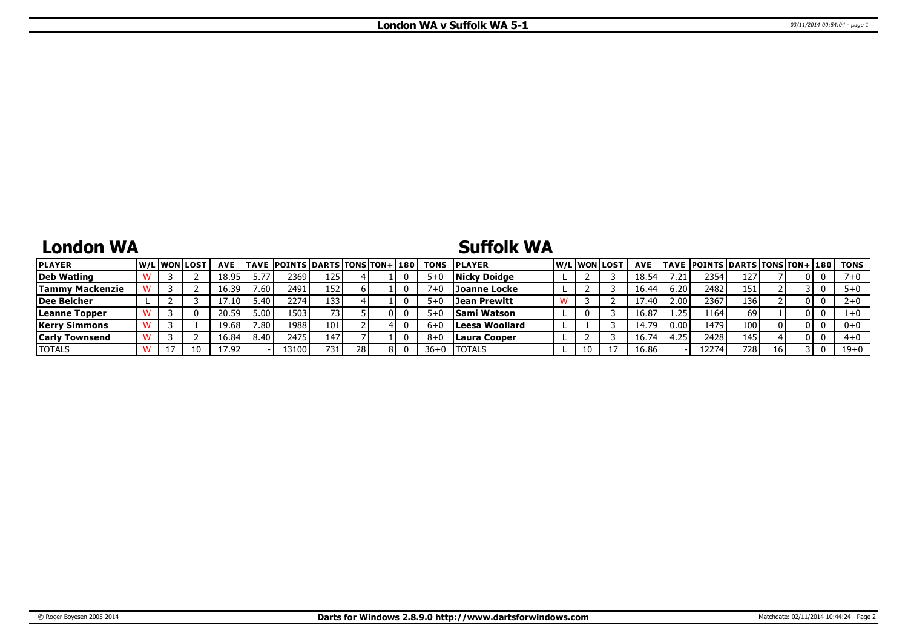# London WA v Suffolk WA 5-1

## London WA

| PLAYER | W/L | WON | LOST | AVE | TAVE | POINTS | DARTS | TONS | TON+ | 180 | TONS |
|---|---|---|---|---|---|---|---|---|---|---|---|
| Deb Watling | W | 3 | 2 | 18.95 | 5.77 | 2369 | 125 | 4 | 1 | 0 | 5+0 |
| Tammy Mackenzie | W | 3 | 2 | 16.39 | 7.60 | 2491 | 152 | 6 | 1 | 0 | 7+0 |
| Dee Belcher | L | 2 | 3 | 17.10 | 5.40 | 2274 | 133 | 4 | 1 | 0 | 5+0 |
| Leanne Topper | W | 3 | 0 | 20.59 | 5.00 | 1503 | 73 | 5 | 0 | 0 | 5+0 |
| Kerry Simmons | W | 3 | 1 | 19.68 | 7.80 | 1988 | 101 | 2 | 4 | 0 | 6+0 |
| Carly Townsend | W | 3 | 2 | 16.84 | 8.40 | 2475 | 147 | 7 | 1 | 0 | 8+0 |
| TOTALS | W | 17 | 10 | 17.92 | - | 13100 | 731 | 28 | 8 | 0 | 36+0 |

## Suffolk WA

| PLAYER | W/L | WON | LOST | AVE | TAVE | POINTS | DARTS | TONS | TON+ | 180 | TONS |
|---|---|---|---|---|---|---|---|---|---|---|---|
| Nicky Doidge | L | 2 | 3 | 18.54 | 7.21 | 2354 | 127 | 7 | 0 | 0 | 7+0 |
| Joanne Locke | L | 2 | 3 | 16.44 | 6.20 | 2482 | 151 | 2 | 3 | 0 | 5+0 |
| Jean Prewitt | W | 3 | 2 | 17.40 | 2.00 | 2367 | 136 | 2 | 0 | 0 | 2+0 |
| Sami Watson | L | 0 | 3 | 16.87 | 1.25 | 1164 | 69 | 1 | 0 | 0 | 1+0 |
| Leesa Woollard | L | 1 | 3 | 14.79 | 0.00 | 1479 | 100 | 0 | 0 | 0 | 0+0 |
| Laura Cooper | L | 2 | 3 | 16.74 | 4.25 | 2428 | 145 | 4 | 0 | 0 | 4+0 |
| TOTALS | L | 10 | 17 | 16.86 | - | 12274 | 728 | 16 | 3 | 0 | 19+0 |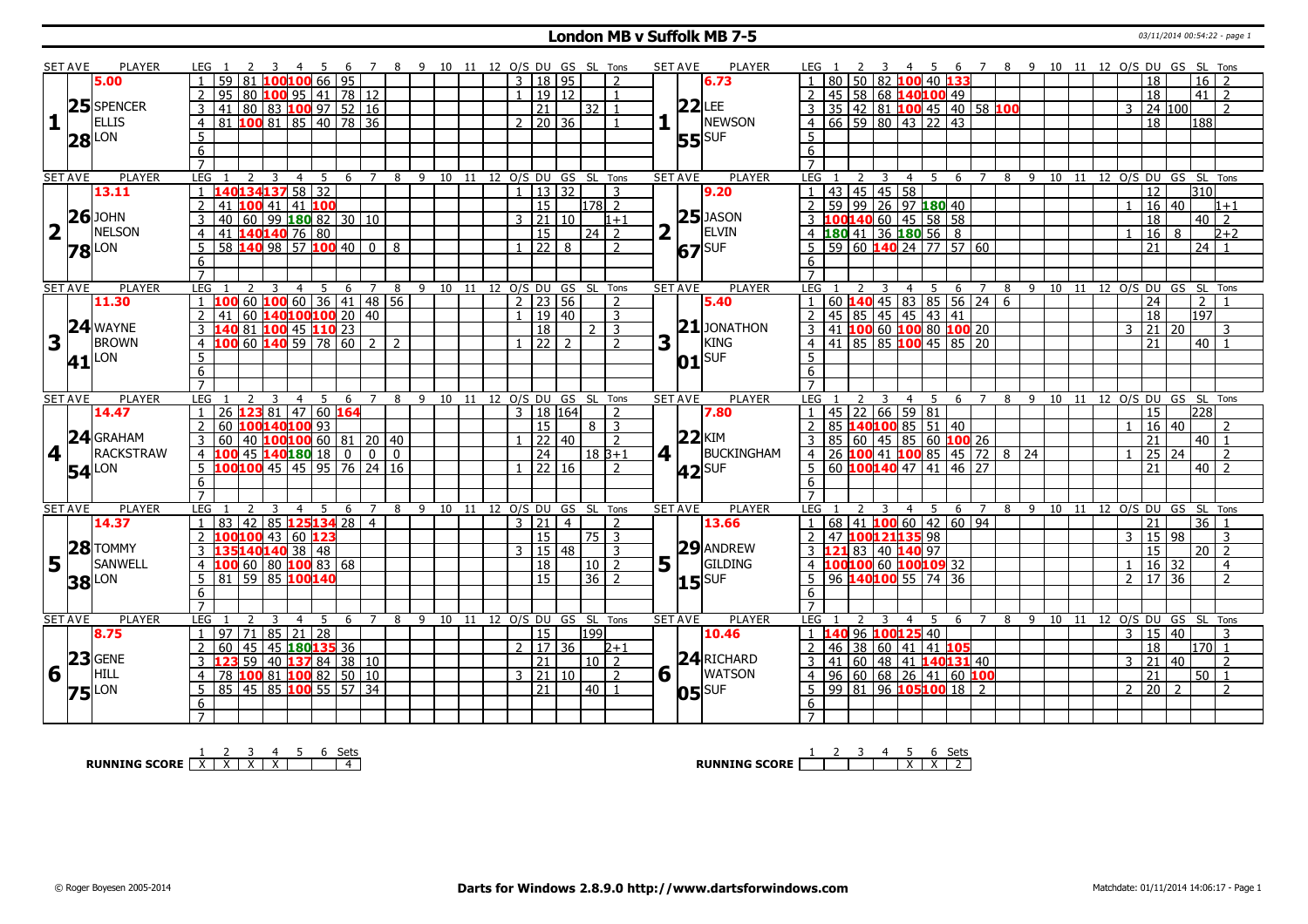# London MB v Suffolk MB 7-5

03/11/2014 00:54:22 - page 1

| SET | SET AVE | PLAYER | LEG | 1 | 2 | 3 | 4 | 5 | 6 | 7 | 8 | 9 | 10 | 11 | 12 | O/S | DU | GS | SL | Tons | SET AVE | PLAYER | LEG | 1 | 2 | 3 | 4 | 5 | 6 | 7 | 8 | 9 | 10 | 11 | 12 | O/S | DU | GS | SL | Tons |
|---|---|---|---|---|---|---|---|---|---|---|---|---|---|---|---|---|---|---|---|---|---|---|---|---|---|---|---|---|---|---|---|---|---|---|---|---|---|---|---|---|
| 1 | 5.00 | 25.28 SPENCER ELLIS LON | 1 | 59 | 81 | 100 | 100 | 66 | 95 | | | | | | | 3 | 18 | 95 | | 2 | 6.73 22.55 | LEE NEWSON SUF | 1 | 80 | 50 | 82 | 100 | 40 | 133 | | | | | | | | 18 | | 16 | 2 |
| | | | 2 | 95 | 80 | 100 | 95 | 41 | 78 | 12 | | | | | | 1 | 19 | 12 | | 1 | | | 2 | 45 | 58 | 68 | 140 | 100 | 49 | | | | | | | | 18 | | 41 | 2 |
| | | | 3 | 41 | 80 | 83 | 100 | 97 | 52 | 16 | | | | | | | 21 | | 32 | 1 | | | 3 | 35 | 42 | 81 | 100 | 45 | 40 | 58 | 100 | | | | | 3 | 24 | 100 | | 2 |
| | | | 4 | 81 | 100 | 81 | 85 | 40 | 78 | 36 | | | | | | 2 | 20 | 36 | | 1 | | | 4 | 66 | 59 | 80 | 43 | 22 | 43 | | | | | | | | 18 | | 188 | |
| 2 | 13.11 | 26.78 JOHN NELSON LON | 1 | 140 | 134 | 137 | 58 | 32 | | | | | | | | 1 | 13 | 32 | | 3 | 9.20 25.67 | JASON ELVIN SUF | 1 | 43 | 45 | 45 | 58 | | | | | | | | | | 12 | | 310 | |
| | | | 2 | 41 | 100 | 41 | 41 | 100 | | | | | | | | | 15 | | 178 | 2 | | | 2 | 59 | 99 | 26 | 97 | 180 | 40 | | | | | | | 1 | 16 | 40 | | 1+1 |
| | | | 3 | 40 | 60 | 99 | 180 | 82 | 30 | 10 | | | | | | 3 | 21 | 10 | | 1+1 | | | 3 | 100 | 140 | 60 | 45 | 58 | 58 | | | | | | | | 18 | | 40 | 2 |
| | | | 4 | 41 | 140 | 140 | 76 | 80 | | | | | | | | | 15 | | 24 | 2 | | | 4 | 180 | 41 | 36 | 180 | 56 | 8 | | | | | | | 1 | 16 | 8 | | 2+2 |
| | | | 5 | 58 | 140 | 98 | 57 | 100 | 40 | 0 | 8 | | | | | 1 | 22 | 8 | | 2 | | | 5 | 59 | 60 | 140 | 24 | 77 | 57 | 60 | | | | | | | 21 | | 24 | 1 |
| 3 | 11.30 | 24.41 WAYNE BROWN LON | 1 | 100 | 60 | 100 | 60 | 36 | 41 | 48 | 56 | | | | | 2 | 23 | 56 | | 2 | 5.40 21.01 | JONATHON KING SUF | 1 | 60 | 140 | 45 | 83 | 85 | 56 | 24 | 6 | | | | | | 24 | | 2 | 1 |
| | | | 2 | 41 | 60 | 140 | 100 | 100 | 20 | 40 | | | | | | 1 | 19 | 40 | | 3 | | | 2 | 45 | 85 | 45 | 45 | 43 | 41 | | | | | | | | 18 | | 197 | |
| | | | 3 | 140 | 81 | 100 | 45 | 110 | 23 | | | | | | | | 18 | | 2 | 3 | | | 3 | 41 | 100 | 60 | 100 | 80 | 100 | 20 | | | | | | 3 | 21 | 20 | | 3 |
| | | | 4 | 100 | 60 | 140 | 59 | 78 | 60 | 2 | 2 | | | | | 1 | 22 | 2 | | 2 | | | 4 | 41 | 85 | 85 | 100 | 45 | 85 | 20 | | | | | | | 21 | | 40 | 1 |
| 4 | 14.47 | 24.54 GRAHAM RACKSTRAW LON | 1 | 26 | 123 | 81 | 47 | 60 | 164 | | | | | | | 3 | 18 | 164 | | 2 | 7.80 22.42 | KIM BUCKINGHAM SUF | 1 | 45 | 22 | 66 | 59 | 81 | | | | | | | | | 15 | | 228 | |
| | | | 2 | 60 | 100 | 140 | 100 | 93 | | | | | | | | | 15 | | 8 | 3 | | | 2 | 85 | 140 | 100 | 85 | 51 | 40 | | | | | | | 1 | 16 | 40 | | 2 |
| | | | 3 | 60 | 40 | 100 | 100 | 60 | 81 | 20 | 40 | | | | | 1 | 22 | 40 | | 2 | | | 3 | 85 | 60 | 45 | 85 | 60 | 100 | 26 | | | | | | | 21 | | 40 | 1 |
| | | | 4 | 100 | 45 | 140 | 180 | 18 | 0 | 0 | 0 | | | | | | 24 | | 18 | 3+1 | | | 4 | 26 | 100 | 41 | 100 | 85 | 45 | 72 | 8 | 24 | | | | 1 | 25 | 24 | | 2 |
| | | | 5 | 100 | 100 | 45 | 45 | 95 | 76 | 24 | 16 | | | | | 1 | 22 | 16 | | 2 | | | 5 | 60 | 100 | 140 | 47 | 41 | 46 | 27 | | | | | | | 21 | | 40 | 2 |
| 5 | 14.37 | 28.38 TOMMY SANWELL LON | 1 | 83 | 42 | 85 | 125 | 134 | 28 | 4 | | | | | | 3 | 21 | 4 | | 2 | 13.66 29.15 | ANDREW GILDING SUF | 1 | 68 | 41 | 100 | 60 | 42 | 60 | 94 | | | | | | | 21 | | 36 | 1 |
| | | | 2 | 100 | 100 | 43 | 60 | 123 | | | | | | | | | 15 | | 75 | 3 | | | 2 | 47 | 100 | 121 | 135 | 98 | | | | | | | | 3 | 15 | 98 | | 3 |
| | | | 3 | 135 | 140 | 140 | 38 | 48 | | | | | | | | 3 | 15 | 48 | | 3 | | | 3 | 121 | 83 | 40 | 140 | 97 | | | | | | | | | 15 | | 20 | 2 |
| | | | 4 | 100 | 60 | 80 | 100 | 83 | 68 | | | | | | | | 18 | | 10 | 2 | | | 4 | 100 | 100 | 60 | 100 | 109 | 32 | | | | | | | 1 | 16 | 32 | | 4 |
| | | | 5 | 81 | 59 | 85 | 100 | 140 | | | | | | | | | 15 | | 36 | 2 | | | 5 | 96 | 140 | 100 | 55 | 74 | 36 | | | | | | | 2 | 17 | 36 | | 2 |
| 6 | 8.75 | 23.75 GENE HILL LON | 1 | 97 | 71 | 85 | 21 | 28 | | | | | | | | | 15 | | 199 | | 10.46 24.05 | RICHARD WATSON SUF | 1 | 140 | 96 | 100 | 125 | 40 | | | | | | | | 3 | 15 | 40 | | 3 |
| | | | 2 | 60 | 45 | 45 | 180 | 135 | 36 | | | | | | | 2 | 17 | 36 | | 2+1 | | | 2 | 46 | 38 | 60 | 41 | 41 | 105 | | | | | | | | 18 | | 170 | 1 |
| | | | 3 | 123 | 59 | 40 | 137 | 84 | 38 | 10 | | | | | | | 21 | | 10 | 2 | | | 3 | 41 | 60 | 48 | 41 | 140 | 131 | 40 | | | | | | 3 | 21 | 40 | | 2 |
| | | | 4 | 78 | 100 | 81 | 100 | 82 | 50 | 10 | | | | | | 3 | 21 | 10 | | 2 | | | 4 | 96 | 60 | 68 | 26 | 41 | 60 | 100 | | | | | | | 21 | | 50 | 1 |
| | | | 5 | 85 | 45 | 85 | 100 | 55 | 57 | 34 | | | | | | | 21 | | 40 | 1 | | | 5 | 99 | 81 | 96 | 105 | 100 | 18 | 2 | | | | | | 2 | 20 | 2 | | 2 |

| RUNNING SCORE | 1 | 2 | 3 | 4 | 5 | 6 | Sets |
|---|---|---|---|---|---|---|---|
| London | X | X | X | X | | | 4 |
| Suffolk | | | | | X | X | 2 |

© Roger Boyesen 2005-2014 — Darts for Windows 2.8.9.0 http://www.dartsforwindows.com — Matchdate: 01/11/2014 14:06:17 - Page 1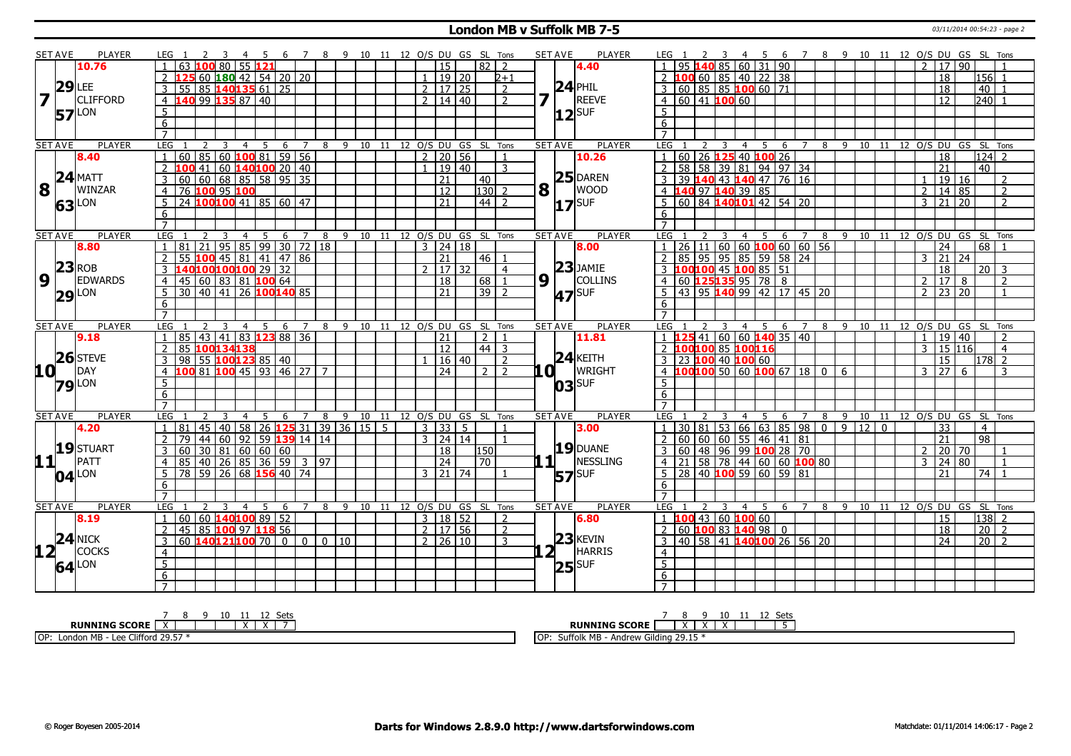# London MB v Suffolk MB 7-5

03/11/2014 00:54:23 - page 2

| SET AVE | PLAYER | LEG | 1 | 2 | 3 | 4 | 5 | 6 | 7 | 8 | 9 | 10 | 11 | 12 | O/S | DU | GS | SL | Tons | SET AVE | PLAYER | LEG | 1 | 2 | 3 | 4 | 5 | 6 | 7 | 8 | 9 | 10 | 11 | 12 | O/S | DU | GS | SL | Tons |
|---|---|---|---|---|---|---|---|---|---|---|---|---|---|---|---|---|---|---|---|---|---|---|---|---|---|---|---|---|---|---|---|---|---|---|---|---|---|---|---|
| 10.76 | | 1 | 63 | 100 | 80 | 55 | 121 | | | | | | | | | 15 | | 82 | 2 | 4.40 | | 1 | 95 | 140 | 85 | 60 | 31 | 90 | | | | | | | 2 | 17 | 90 | | 1 |
| 29 | LEE | 2 | 125 | 60 | 180 | 42 | 54 | 20 | 20 | | | | | | 1 | 19 | 20 | | 2+1 | 24 | PHIL | 2 | 100 | 60 | 85 | 40 | 22 | 38 | | | | | | | | 18 | | 156 | 1 |
| 7 | CLIFFORD | 3 | 55 | 85 | 140 | 135 | 61 | 25 | | | | | | | 2 | 17 | 25 | | 2 | 7 | REEVE | 3 | 60 | 85 | 85 | 100 | 60 | 71 | | | | | | | | 18 | | 40 | 1 |
| 57 | LON | 4 | 140 | 99 | 135 | 87 | 40 | | | | | | | | 2 | 14 | 40 | | 2 | 12 | SUF | 4 | 60 | 41 | 100 | 60 | | | | | | | | | | 12 | | 240 | 1 |
| | | 5 | | | | | | | | | | | | | | | | | | | | 5 | | | | | | | | | | | | | | | | | |
| | | 6 | | | | | | | | | | | | | | | | | | | | 6 | | | | | | | | | | | | | | | | | |
| | | 7 | | | | | | | | | | | | | | | | | | | | 7 | | | | | | | | | | | | | | | | | |

| SET AVE | PLAYER | LEG | 1 | 2 | 3 | 4 | 5 | 6 | 7 | 8 | 9 | 10 | 11 | 12 | O/S | DU | GS | SL | Tons | SET AVE | PLAYER | LEG | 1 | 2 | 3 | 4 | 5 | 6 | 7 | 8 | 9 | 10 | 11 | 12 | O/S | DU | GS | SL | Tons |
|---|---|---|---|---|---|---|---|---|---|---|---|---|---|---|---|---|---|---|---|---|---|---|---|---|---|---|---|---|---|---|---|---|---|---|---|---|---|---|---|
| 8.40 | | 1 | 60 | 85 | 60 | 100 | 81 | 59 | 56 | | | | | | 2 | 20 | 56 | | 1 | 10.26 | | 1 | 60 | 26 | 125 | 40 | 100 | 26 | | | | | | | | 18 | | 124 | 2 |
| 24 | MATT | 2 | 100 | 41 | 60 | 140 | 100 | 20 | 40 | | | | | | 1 | 19 | 40 | | 3 | 25 | DAREN | 2 | 58 | 58 | 39 | 81 | 94 | 97 | 34 | | | | | | | 21 | | 40 | |
| 8 | WINZAR | 3 | 60 | 60 | 68 | 85 | 58 | 95 | 35 | | | | | | | 21 | | 40 | | 8 | WOOD | 3 | 39 | 140 | 43 | 140 | 47 | 76 | 16 | | | | | | 1 | 19 | 16 | | 2 |
| 63 | LON | 4 | 76 | 100 | 95 | 100 | | | | | | | | | | 12 | | 130 | 2 | 17 | SUF | 4 | 140 | 97 | 140 | 39 | 85 | | | | | | | | 2 | 14 | 85 | | 2 |
| | | 5 | 24 | 100 | 100 | 41 | 85 | 60 | 47 | | | | | | | 21 | | 44 | 2 | | | 5 | 60 | 84 | 140 | 101 | 42 | 54 | 20 | | | | | | 3 | 21 | 20 | | 2 |
| | | 6 | | | | | | | | | | | | | | | | | | | | 6 | | | | | | | | | | | | | | | | | |
| | | 7 | | | | | | | | | | | | | | | | | | | | 7 | | | | | | | | | | | | | | | | | |

| SET AVE | PLAYER | LEG | 1 | 2 | 3 | 4 | 5 | 6 | 7 | 8 | 9 | 10 | 11 | 12 | O/S | DU | GS | SL | Tons | SET AVE | PLAYER | LEG | 1 | 2 | 3 | 4 | 5 | 6 | 7 | 8 | 9 | 10 | 11 | 12 | O/S | DU | GS | SL | Tons |
|---|---|---|---|---|---|---|---|---|---|---|---|---|---|---|---|---|---|---|---|---|---|---|---|---|---|---|---|---|---|---|---|---|---|---|---|---|---|---|---|
| 8.80 | | 1 | 81 | 21 | 95 | 85 | 99 | 30 | 72 | 18 | | | | | 3 | 24 | 18 | | | 8.00 | | 1 | 26 | 11 | 60 | 60 | 100 | 60 | 60 | 56 | | | | | | 24 | | 68 | 1 |
| 23 | ROB | 2 | 55 | 100 | 45 | 81 | 41 | 47 | 86 | | | | | | | 21 | | 46 | 1 | 23 | JAMIE | 2 | 85 | 95 | 95 | 85 | 59 | 58 | 24 | | | | | | 3 | 21 | 24 | | |
| 9 | EDWARDS | 3 | 140 | 100 | 100 | 100 | 29 | 32 | | | | | | | 2 | 17 | 32 | | 4 | 9 | COLLINS | 3 | 100 | 100 | 45 | 100 | 85 | 51 | | | | | | | | 18 | | 20 | 3 |
| 29 | LON | 4 | 45 | 60 | 83 | 81 | 100 | 64 | | | | | | | | 18 | | 68 | 1 | 47 | SUF | 4 | 60 | 125 | 135 | 95 | 78 | 8 | | | | | | | 2 | 17 | 8 | | 2 |
| | | 5 | 30 | 40 | 41 | 26 | 100 | 140 | 85 | | | | | | | 21 | | 39 | 2 | | | 5 | 43 | 95 | 140 | 99 | 42 | 17 | 45 | 20 | | | | | 2 | 23 | 20 | | 1 |
| | | 6 | | | | | | | | | | | | | | | | | | | | 6 | | | | | | | | | | | | | | | | | |
| | | 7 | | | | | | | | | | | | | | | | | | | | 7 | | | | | | | | | | | | | | | | | |

| SET AVE | PLAYER | LEG | 1 | 2 | 3 | 4 | 5 | 6 | 7 | 8 | 9 | 10 | 11 | 12 | O/S | DU | GS | SL | Tons | SET AVE | PLAYER | LEG | 1 | 2 | 3 | 4 | 5 | 6 | 7 | 8 | 9 | 10 | 11 | 12 | O/S | DU | GS | SL | Tons |
|---|---|---|---|---|---|---|---|---|---|---|---|---|---|---|---|---|---|---|---|---|---|---|---|---|---|---|---|---|---|---|---|---|---|---|---|---|---|---|---|
| 9.18 | | 1 | 85 | 43 | 41 | 83 | 123 | 88 | 36 | | | | | | | 21 | | 2 | 1 | 11.81 | | 1 | 125 | 41 | 60 | 60 | 140 | 35 | 40 | | | | | | 1 | 19 | 40 | | 2 |
| 26 | STEVE | 2 | 85 | 100 | 134 | 138 | | | | | | | | | | 12 | | 44 | 3 | 24 | KEITH | 2 | 100 | 100 | 85 | 100 | 116 | | | | | | | | 3 | 15 | 116 | | 4 |
| 10 | DAY | 3 | 98 | 55 | 100 | 123 | 85 | 40 | | | | | | | 1 | 16 | 40 | | 2 | 10 | WRIGHT | 3 | 23 | 100 | 40 | 100 | 60 | | | | | | | | | 15 | | 178 | 2 |
| 79 | LON | 4 | 100 | 81 | 100 | 45 | 93 | 46 | 27 | 7 | | | | | | 24 | | 2 | 2 | 03 | SUF | 4 | 100 | 100 | 50 | 60 | 100 | 67 | 18 | 0 | 6 | | | | 3 | 27 | 6 | | 3 |
| | | 5 | | | | | | | | | | | | | | | | | | | | 5 | | | | | | | | | | | | | | | | | |
| | | 6 | | | | | | | | | | | | | | | | | | | | 6 | | | | | | | | | | | | | | | | | |
| | | 7 | | | | | | | | | | | | | | | | | | | | 7 | | | | | | | | | | | | | | | | | |

| SET AVE | PLAYER | LEG | 1 | 2 | 3 | 4 | 5 | 6 | 7 | 8 | 9 | 10 | 11 | 12 | O/S | DU | GS | SL | Tons | SET AVE | PLAYER | LEG | 1 | 2 | 3 | 4 | 5 | 6 | 7 | 8 | 9 | 10 | 11 | 12 | O/S | DU | GS | SL | Tons |
|---|---|---|---|---|---|---|---|---|---|---|---|---|---|---|---|---|---|---|---|---|---|---|---|---|---|---|---|---|---|---|---|---|---|---|---|---|---|---|---|
| 4.20 | | 1 | 81 | 45 | 40 | 58 | 26 | 125 | 31 | 39 | 36 | 15 | 5 | | 3 | 33 | 5 | | 1 | 3.00 | | 1 | 30 | 81 | 53 | 66 | 63 | 85 | 98 | 0 | 9 | 12 | 0 | | | 33 | | 4 | |
| 19 | STUART | 2 | 79 | 44 | 60 | 92 | 59 | 139 | 14 | 14 | | | | | 3 | 24 | 14 | | 1 | 19 | DUANE | 2 | 60 | 60 | 60 | 55 | 46 | 41 | 81 | | | | | | | 21 | | 98 | |
| 11 | PATT | 3 | 60 | 30 | 81 | 60 | 60 | 60 | | | | | | | | 18 | | 150 | | 11 | NESSLING | 3 | 60 | 48 | 96 | 99 | 100 | 28 | 70 | | | | | | 2 | 20 | 70 | | 1 |
| 04 | LON | 4 | 85 | 40 | 26 | 85 | 36 | 59 | 3 | 97 | | | | | | 24 | | 70 | | 57 | SUF | 4 | 21 | 58 | 78 | 44 | 60 | 60 | 100 | 80 | | | | | 3 | 24 | 80 | | 1 |
| | | 5 | 78 | 59 | 26 | 68 | 156 | 40 | 74 | | | | | | 3 | 21 | 74 | | 1 | | | 5 | 28 | 40 | 100 | 59 | 60 | 59 | 81 | | | | | | | 21 | | 74 | 1 |
| | | 6 | | | | | | | | | | | | | | | | | | | | 6 | | | | | | | | | | | | | | | | | |
| | | 7 | | | | | | | | | | | | | | | | | | | | 7 | | | | | | | | | | | | | | | | | |

| SET AVE | PLAYER | LEG | 1 | 2 | 3 | 4 | 5 | 6 | 7 | 8 | 9 | 10 | 11 | 12 | O/S | DU | GS | SL | Tons | SET AVE | PLAYER | LEG | 1 | 2 | 3 | 4 | 5 | 6 | 7 | 8 | 9 | 10 | 11 | 12 | O/S | DU | GS | SL | Tons |
|---|---|---|---|---|---|---|---|---|---|---|---|---|---|---|---|---|---|---|---|---|---|---|---|---|---|---|---|---|---|---|---|---|---|---|---|---|---|---|---|
| 8.19 | | 1 | 60 | 60 | 140 | 100 | 89 | 52 | | | | | | | 3 | 18 | 52 | | 2 | 6.80 | | 1 | 100 | 43 | 60 | 100 | 60 | | | | | | | | | 15 | | 138 | 2 |
| 24 | NICK | 2 | 45 | 85 | 100 | 97 | 118 | 56 | | | | | | | 2 | 17 | 56 | | 2 | 23 | KEVIN | 2 | 60 | 100 | 83 | 140 | 98 | 0 | | | | | | | | 18 | | 20 | 2 |
| 12 | COCKS | 3 | 60 | 140 | 121 | 100 | 70 | 0 | 0 | 0 | 10 | | | | 2 | 26 | 10 | | 3 | 12 | HARRIS | 3 | 40 | 58 | 41 | 140 | 100 | 26 | 56 | 20 | | | | | | 24 | | 20 | 2 |
| 64 | LON | 4 | | | | | | | | | | | | | | | | | | 25 | SUF | 4 | | | | | | | | | | | | | | | | | |
| | | 5 | | | | | | | | | | | | | | | | | | | | 5 | | | | | | | | | | | | | | | | | |
| | | 6 | | | | | | | | | | | | | | | | | | | | 6 | | | | | | | | | | | | | | | | | |
| | | 7 | | | | | | | | | | | | | | | | | | | | 7 | | | | | | | | | | | | | | | | | |

| RUNNING SCORE | 7 | 8 | 9 | 10 | 11 | 12 | Sets |
|---|---|---|---|---|---|---|---|
| London MB | X | | | | X | X | 7 |
| Suffolk MB | | X | X | X | | | 5 |

OP: London MB - Lee Clifford 29.57 *

OP: Suffolk MB - Andrew Gilding 29.15 *

© Roger Boyesen 2005-2014 | **Darts for Windows 2.8.9.0 http://www.dartsforwindows.com** | Matchdate: 01/11/2014 14:06:17 - Page 2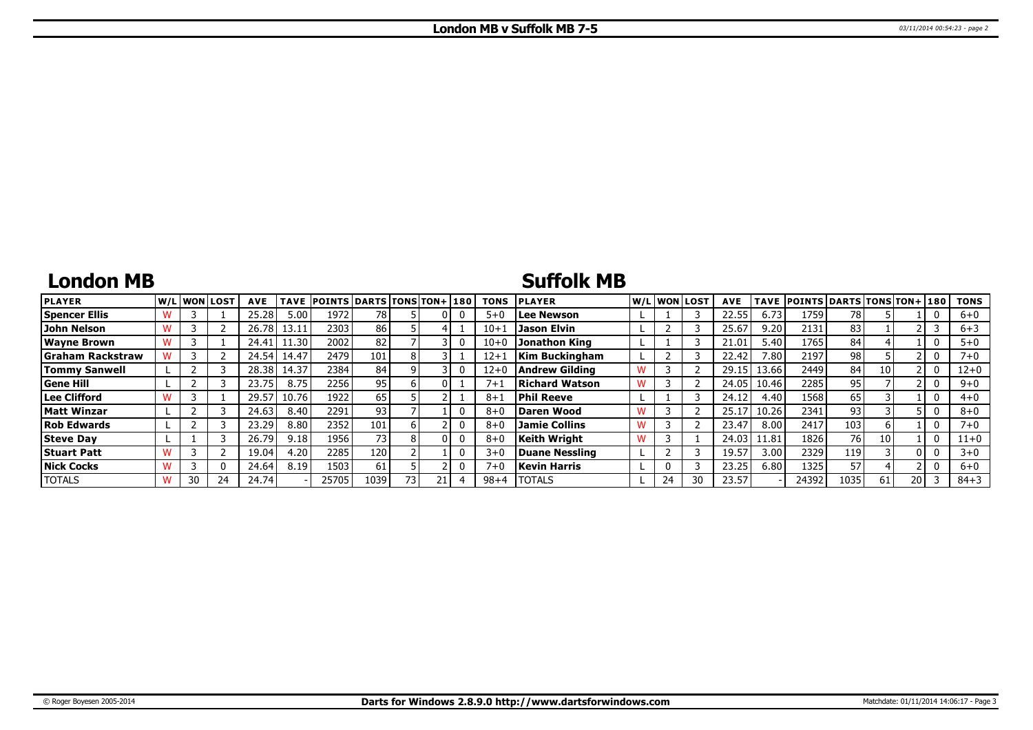# London MB v Suffolk MB 7-5

## London MB

| PLAYER | W/L | WON | LOST | AVE | TAVE | POINTS | DARTS | TONS | TON+ | 180 | TONS |
|---|---|---|---|---|---|---|---|---|---|---|---|
| Spencer Ellis | W | 3 | 1 | 25.28 | 5.00 | 1972 | 78 | 5 | 0 | 0 | 5+0 |
| John Nelson | W | 3 | 2 | 26.78 | 13.11 | 2303 | 86 | 5 | 4 | 1 | 10+1 |
| Wayne Brown | W | 3 | 1 | 24.41 | 11.30 | 2002 | 82 | 7 | 3 | 0 | 10+0 |
| Graham Rackstraw | W | 3 | 2 | 24.54 | 14.47 | 2479 | 101 | 8 | 3 | 1 | 12+1 |
| Tommy Sanwell | L | 2 | 3 | 28.38 | 14.37 | 2384 | 84 | 9 | 3 | 0 | 12+0 |
| Gene Hill | L | 2 | 3 | 23.75 | 8.75 | 2256 | 95 | 6 | 0 | 1 | 7+1 |
| Lee Clifford | W | 3 | 1 | 29.57 | 10.76 | 1922 | 65 | 5 | 2 | 1 | 8+1 |
| Matt Winzar | L | 2 | 3 | 24.63 | 8.40 | 2291 | 93 | 7 | 1 | 0 | 8+0 |
| Rob Edwards | L | 2 | 3 | 23.29 | 8.80 | 2352 | 101 | 6 | 2 | 0 | 8+0 |
| Steve Day | L | 1 | 3 | 26.79 | 9.18 | 1956 | 73 | 8 | 0 | 0 | 8+0 |
| Stuart Patt | W | 3 | 2 | 19.04 | 4.20 | 2285 | 120 | 2 | 1 | 0 | 3+0 |
| Nick Cocks | W | 3 | 0 | 24.64 | 8.19 | 1503 | 61 | 5 | 2 | 0 | 7+0 |
| TOTALS | W | 30 | 24 | 24.74 | - | 25705 | 1039 | 73 | 21 | 4 | 98+4 |

## Suffolk MB

| PLAYER | W/L | WON | LOST | AVE | TAVE | POINTS | DARTS | TONS | TON+ | 180 | TONS |
|---|---|---|---|---|---|---|---|---|---|---|---|
| Lee Newson | L | 1 | 3 | 22.55 | 6.73 | 1759 | 78 | 5 | 1 | 0 | 6+0 |
| Jason Elvin | L | 2 | 3 | 25.67 | 9.20 | 2131 | 83 | 1 | 2 | 3 | 6+3 |
| Jonathon King | L | 1 | 3 | 21.01 | 5.40 | 1765 | 84 | 4 | 1 | 0 | 5+0 |
| Kim Buckingham | L | 2 | 3 | 22.42 | 7.80 | 2197 | 98 | 5 | 2 | 0 | 7+0 |
| Andrew Gilding | W | 3 | 2 | 29.15 | 13.66 | 2449 | 84 | 10 | 2 | 0 | 12+0 |
| Richard Watson | W | 3 | 2 | 24.05 | 10.46 | 2285 | 95 | 7 | 2 | 0 | 9+0 |
| Phil Reeve | L | 1 | 3 | 24.12 | 4.40 | 1568 | 65 | 3 | 1 | 0 | 4+0 |
| Daren Wood | W | 3 | 2 | 25.17 | 10.26 | 2341 | 93 | 3 | 5 | 0 | 8+0 |
| Jamie Collins | W | 3 | 2 | 23.47 | 8.00 | 2417 | 103 | 6 | 1 | 0 | 7+0 |
| Keith Wright | W | 3 | 1 | 24.03 | 11.81 | 1826 | 76 | 10 | 1 | 0 | 11+0 |
| Duane Nessling | L | 2 | 3 | 19.57 | 3.00 | 2329 | 119 | 3 | 0 | 0 | 3+0 |
| Kevin Harris | L | 0 | 3 | 23.25 | 6.80 | 1325 | 57 | 4 | 2 | 0 | 6+0 |
| TOTALS | L | 24 | 30 | 23.57 | - | 24392 | 1035 | 61 | 20 | 3 | 84+3 |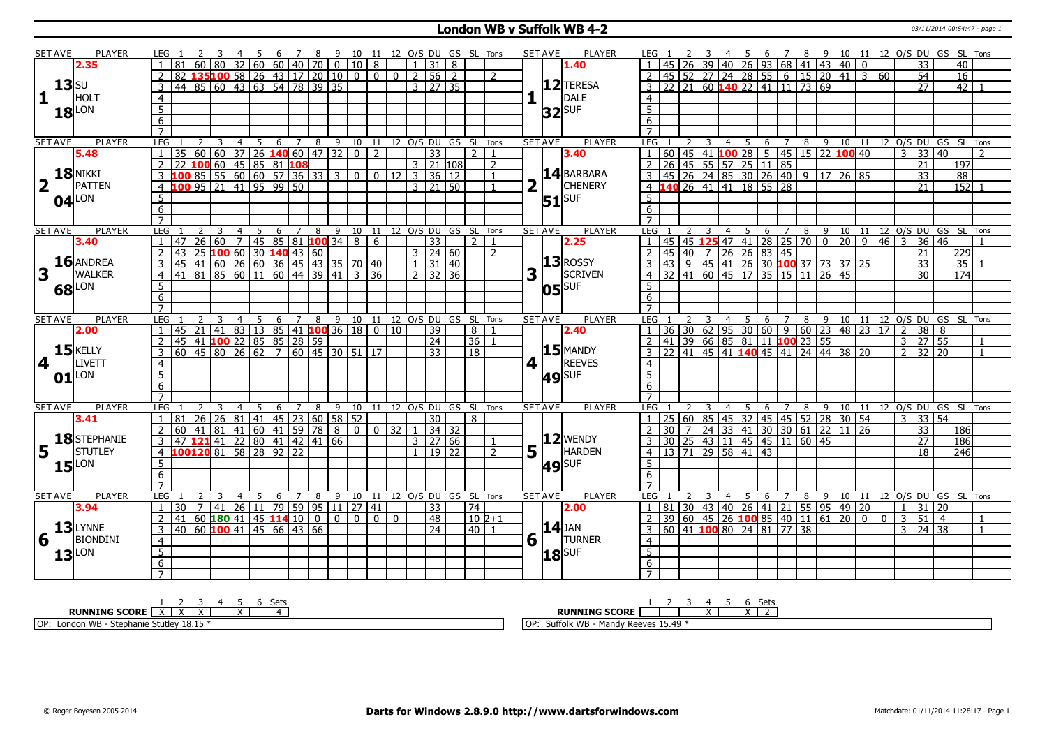# London WB v Suffolk WB 4-2

03/11/2014 00:54:47 - page 1

| SET AVE | PLAYER | LEG | 1 | 2 | 3 | 4 | 5 | 6 | 7 | 8 | 9 | 10 | 11 | 12 | O/S | DU | GS | SL | Tons | SET AVE | PLAYER | LEG | 1 | 2 | 3 | 4 | 5 | 6 | 7 | 8 | 9 | 10 | 11 | 12 | O/S | DU | GS | SL | Tons |
|---|---|---|---|---|---|---|---|---|---|---|---|---|---|---|---|---|---|---|---|---|---|---|---|---|---|---|---|---|---|---|---|---|---|---|---|---|---|---|---|
| 2.35 | | 1 | 81 | 60 | 80 | 32 | 60 | 60 | 40 | 70 | 0 | 10 | 8 | | 1 | 31 | 8 | | | 1.40 | | 1 | 45 | 26 | 39 | 40 | 26 | 93 | 68 | 41 | 43 | 40 | 0 | | | 33 | | 40 | |
| 13 | SU | 2 | 82 | 135 | 100 | 58 | 26 | 43 | 17 | 20 | 10 | 0 | 0 | 0 | 2 | 56 | 2 | | 2 | 12 | TERESA | 2 | 45 | 52 | 27 | 24 | 28 | 55 | 6 | 15 | 20 | 41 | 3 | 60 | | 54 | | 16 | |
| 1 | HOLT | 3 | 44 | 85 | 60 | 43 | 63 | 54 | 78 | 39 | 35 | | | | 3 | 27 | 35 | | | 1 | DALE | 3 | 22 | 21 | 60 | 140 | 22 | 41 | 11 | 73 | 69 | | | | | 27 | | 42 | 1 |
| 18 | LON | 4 | | | | | | | | | | | | | | | | | | 32 | SUF | 4 | | | | | | | | | | | | | | | | | |
| | | 5 | | | | | | | | | | | | | | | | | | | | 5 | | | | | | | | | | | | | | | | | |
| | | 6 | | | | | | | | | | | | | | | | | | | | 6 | | | | | | | | | | | | | | | | | |
| | | 7 | | | | | | | | | | | | | | | | | | | | 7 | | | | | | | | | | | | | | | | | |

| SET AVE | PLAYER | LEG | 1 | 2 | 3 | 4 | 5 | 6 | 7 | 8 | 9 | 10 | 11 | 12 | O/S | DU | GS | SL | Tons | SET AVE | PLAYER | LEG | 1 | 2 | 3 | 4 | 5 | 6 | 7 | 8 | 9 | 10 | 11 | 12 | O/S | DU | GS | SL | Tons |
|---|---|---|---|---|---|---|---|---|---|---|---|---|---|---|---|---|---|---|---|---|---|---|---|---|---|---|---|---|---|---|---|---|---|---|---|---|---|---|---|
| 5.48 | | 1 | 35 | 60 | 60 | 37 | 26 | 140 | 60 | 47 | 32 | 0 | 2 | | | 33 | | 2 | 1 | 3.40 | | 1 | 60 | 45 | 41 | 100 | 28 | 5 | 45 | 15 | 22 | 100 | 40 | | 3 | 33 | 40 | | 2 |
| 18 | NIKKI | 2 | 22 | 100 | 60 | 45 | 85 | 81 | 108 | | | | | | 3 | 21 | 108 | | 2 | 14 | BARBARA | 2 | 26 | 45 | 55 | 57 | 25 | 11 | 85 | | | | | | | 21 | | 197 | |
| 2 | PATTEN | 3 | 100 | 85 | 55 | 60 | 60 | 57 | 36 | 33 | 3 | 0 | 0 | 12 | 3 | 36 | 12 | | 1 | 2 | CHENERY | 3 | 45 | 26 | 24 | 85 | 30 | 26 | 40 | 9 | 17 | 26 | 85 | | | 33 | | 88 | |
| 04 | LON | 4 | 100 | 95 | 21 | 41 | 95 | 99 | 50 | | | | | | 3 | 21 | 50 | | 1 | 51 | SUF | 4 | 140 | 26 | 41 | 41 | 18 | 55 | 28 | | | | | | | 21 | | 152 | 1 |
| | | 5 | | | | | | | | | | | | | | | | | | | | 5 | | | | | | | | | | | | | | | | | |
| | | 6 | | | | | | | | | | | | | | | | | | | | 6 | | | | | | | | | | | | | | | | | |
| | | 7 | | | | | | | | | | | | | | | | | | | | 7 | | | | | | | | | | | | | | | | | |

| SET AVE | PLAYER | LEG | 1 | 2 | 3 | 4 | 5 | 6 | 7 | 8 | 9 | 10 | 11 | 12 | O/S | DU | GS | SL | Tons | SET AVE | PLAYER | LEG | 1 | 2 | 3 | 4 | 5 | 6 | 7 | 8 | 9 | 10 | 11 | 12 | O/S | DU | GS | SL | Tons |
|---|---|---|---|---|---|---|---|---|---|---|---|---|---|---|---|---|---|---|---|---|---|---|---|---|---|---|---|---|---|---|---|---|---|---|---|---|---|---|---|
| 3.40 | | 1 | 47 | 26 | 60 | 7 | 45 | 85 | 81 | 100 | 34 | 8 | 6 | | | 33 | | 2 | 1 | 2.25 | | 1 | 45 | 45 | 125 | 47 | 41 | 28 | 25 | 70 | 0 | 20 | 9 | 46 | 3 | 36 | 46 | | 1 |
| 16 | ANDREA | 2 | 43 | 25 | 100 | 60 | 30 | 140 | 43 | 60 | | | | | 3 | 24 | 60 | | 2 | 13 | ROSSY | 2 | 45 | 40 | 7 | 26 | 26 | 83 | 45 | | | | | | | 21 | | 229 | |
| 3 | WALKER | 3 | 45 | 41 | 60 | 26 | 60 | 36 | 45 | 43 | 35 | 70 | 40 | | 1 | 31 | 40 | | | 3 | SCRIVEN | 3 | 43 | 9 | 45 | 41 | 26 | 30 | 100 | 37 | 73 | 37 | 25 | | | 33 | | 35 | 1 |
| 68 | LON | 4 | 41 | 81 | 85 | 60 | 11 | 60 | 44 | 39 | 41 | 3 | 36 | | 2 | 32 | 36 | | | 05 | SUF | 4 | 32 | 41 | 60 | 45 | 17 | 35 | 15 | 11 | 26 | 45 | | | | 30 | | 174 | |
| | | 5 | | | | | | | | | | | | | | | | | | | | 5 | | | | | | | | | | | | | | | | | |
| | | 6 | | | | | | | | | | | | | | | | | | | | 6 | | | | | | | | | | | | | | | | | |
| | | 7 | | | | | | | | | | | | | | | | | | | | 7 | | | | | | | | | | | | | | | | | |

| SET AVE | PLAYER | LEG | 1 | 2 | 3 | 4 | 5 | 6 | 7 | 8 | 9 | 10 | 11 | 12 | O/S | DU | GS | SL | Tons | SET AVE | PLAYER | LEG | 1 | 2 | 3 | 4 | 5 | 6 | 7 | 8 | 9 | 10 | 11 | 12 | O/S | DU | GS | SL | Tons |
|---|---|---|---|---|---|---|---|---|---|---|---|---|---|---|---|---|---|---|---|---|---|---|---|---|---|---|---|---|---|---|---|---|---|---|---|---|---|---|---|
| 2.00 | | 1 | 45 | 21 | 41 | 83 | 13 | 85 | 41 | 100 | 36 | 18 | 0 | 10 | | 39 | | 8 | 1 | 2.40 | | 1 | 36 | 30 | 62 | 95 | 30 | 60 | 9 | 60 | 23 | 48 | 23 | 17 | 2 | 38 | 8 | | |
| 15 | KELLY | 2 | 45 | 41 | 100 | 22 | 85 | 85 | 28 | 59 | | | | | | 24 | | 36 | 1 | 15 | MANDY | 2 | 41 | 39 | 66 | 85 | 81 | 11 | 100 | 23 | 55 | | | | 3 | 27 | 55 | | 1 |
| 4 | LIVETT | 3 | 60 | 45 | 80 | 26 | 62 | 7 | 60 | 45 | 30 | 51 | 17 | | | 33 | | 18 | | 4 | REEVES | 3 | 22 | 41 | 45 | 41 | 140 | 45 | 41 | 24 | 44 | 38 | 20 | | 2 | 32 | 20 | | 1 |
| 01 | LON | 4 | | | | | | | | | | | | | | | | | | 49 | SUF | 4 | | | | | | | | | | | | | | | | | |
| | | 5 | | | | | | | | | | | | | | | | | | | | 5 | | | | | | | | | | | | | | | | | |
| | | 6 | | | | | | | | | | | | | | | | | | | | 6 | | | | | | | | | | | | | | | | | |
| | | 7 | | | | | | | | | | | | | | | | | | | | 7 | | | | | | | | | | | | | | | | | |

| SET AVE | PLAYER | LEG | 1 | 2 | 3 | 4 | 5 | 6 | 7 | 8 | 9 | 10 | 11 | 12 | O/S | DU | GS | SL | Tons | SET AVE | PLAYER | LEG | 1 | 2 | 3 | 4 | 5 | 6 | 7 | 8 | 9 | 10 | 11 | 12 | O/S | DU | GS | SL | Tons |
|---|---|---|---|---|---|---|---|---|---|---|---|---|---|---|---|---|---|---|---|---|---|---|---|---|---|---|---|---|---|---|---|---|---|---|---|---|---|---|---|
| 3.41 | | 1 | 81 | 26 | 26 | 81 | 41 | 45 | 23 | 60 | 58 | 52 | | | | 30 | | 8 | | | | 1 | 25 | 60 | 85 | 45 | 32 | 45 | 45 | 52 | 28 | 30 | 54 | | 3 | 33 | 54 | | |
| 18 | STEPHANIE | 2 | 60 | 41 | 81 | 41 | 60 | 41 | 59 | 78 | 8 | 0 | 0 | 32 | 1 | 34 | 32 | | | 12 | WENDY | 2 | 30 | 7 | 24 | 33 | 41 | 30 | 30 | 61 | 22 | 11 | 26 | | | 33 | | 186 | |
| 5 | STUTLEY | 3 | 47 | 121 | 41 | 22 | 80 | 41 | 42 | 41 | 66 | | | | 3 | 27 | 66 | | 1 | 5 | HARDEN | 3 | 30 | 25 | 43 | 11 | 45 | 45 | 11 | 60 | 45 | | | | | 27 | | 186 | |
| 15 | LON | 4 | 100 | 120 | 81 | 58 | 28 | 92 | 22 | | | | | | 1 | 19 | 22 | | 2 | 49 | SUF | 4 | 13 | 71 | 29 | 58 | 41 | 43 | | | | | | | | 18 | | 246 | |
| | | 5 | | | | | | | | | | | | | | | | | | | | 5 | | | | | | | | | | | | | | | | | |
| | | 6 | | | | | | | | | | | | | | | | | | | | 6 | | | | | | | | | | | | | | | | | |
| | | 7 | | | | | | | | | | | | | | | | | | | | 7 | | | | | | | | | | | | | | | | | |

| SET AVE | PLAYER | LEG | 1 | 2 | 3 | 4 | 5 | 6 | 7 | 8 | 9 | 10 | 11 | 12 | O/S | DU | GS | SL | Tons | SET AVE | PLAYER | LEG | 1 | 2 | 3 | 4 | 5 | 6 | 7 | 8 | 9 | 10 | 11 | 12 | O/S | DU | GS | SL | Tons |
|---|---|---|---|---|---|---|---|---|---|---|---|---|---|---|---|---|---|---|---|---|---|---|---|---|---|---|---|---|---|---|---|---|---|---|---|---|---|---|---|
| 3.94 | | 1 | 30 | 7 | 41 | 26 | 11 | 79 | 59 | 95 | 11 | 27 | 41 | | | 33 | | 74 | | 2.00 | | 1 | 81 | 30 | 43 | 40 | 26 | 41 | 21 | 55 | 95 | 49 | 20 | | 1 | 31 | 20 | | |
| 13 | LYNNE | 2 | 41 | 60 | 180 | 41 | 45 | 114 | 10 | 0 | 0 | 0 | 0 | 0 | | 48 | | 10 | 2+1 | 14 | JAN | 2 | 39 | 60 | 45 | 26 | 100 | 85 | 40 | 11 | 61 | 20 | 0 | 0 | 3 | 51 | 4 | | 1 |
| 6 | BIONDINI | 3 | 40 | 60 | 100 | 41 | 45 | 66 | 43 | 66 | | | | | | 24 | | 40 | 1 | 6 | TURNER | 3 | 60 | 41 | 100 | 80 | 24 | 81 | 77 | 38 | | | | | 3 | 24 | 38 | | 1 |
| 13 | LON | 4 | | | | | | | | | | | | | | | | | | 18 | SUF | 4 | | | | | | | | | | | | | | | | | |
| | | 5 | | | | | | | | | | | | | | | | | | | | 5 | | | | | | | | | | | | | | | | | |
| | | 6 | | | | | | | | | | | | | | | | | | | | 6 | | | | | | | | | | | | | | | | | |
| | | 7 | | | | | | | | | | | | | | | | | | | | 7 | | | | | | | | | | | | | | | | | |

| RUNNING SCORE | 1 | 2 | 3 | 4 | 5 | 6 | Sets |
|---|---|---|---|---|---|---|---|
| London WB | X | X | X | | X | | 4 |
| Suffolk WB | | | | X | | X | 2 |

OP: London WB - Stephanie Stutley 18.15 *

OP: Suffolk WB - Mandy Reeves 15.49 *

© Roger Boyesen 2005-2014 — Darts for Windows 2.8.9.0 http://www.dartsforwindows.com — Matchdate: 01/11/2014 11:28:17 - Page 1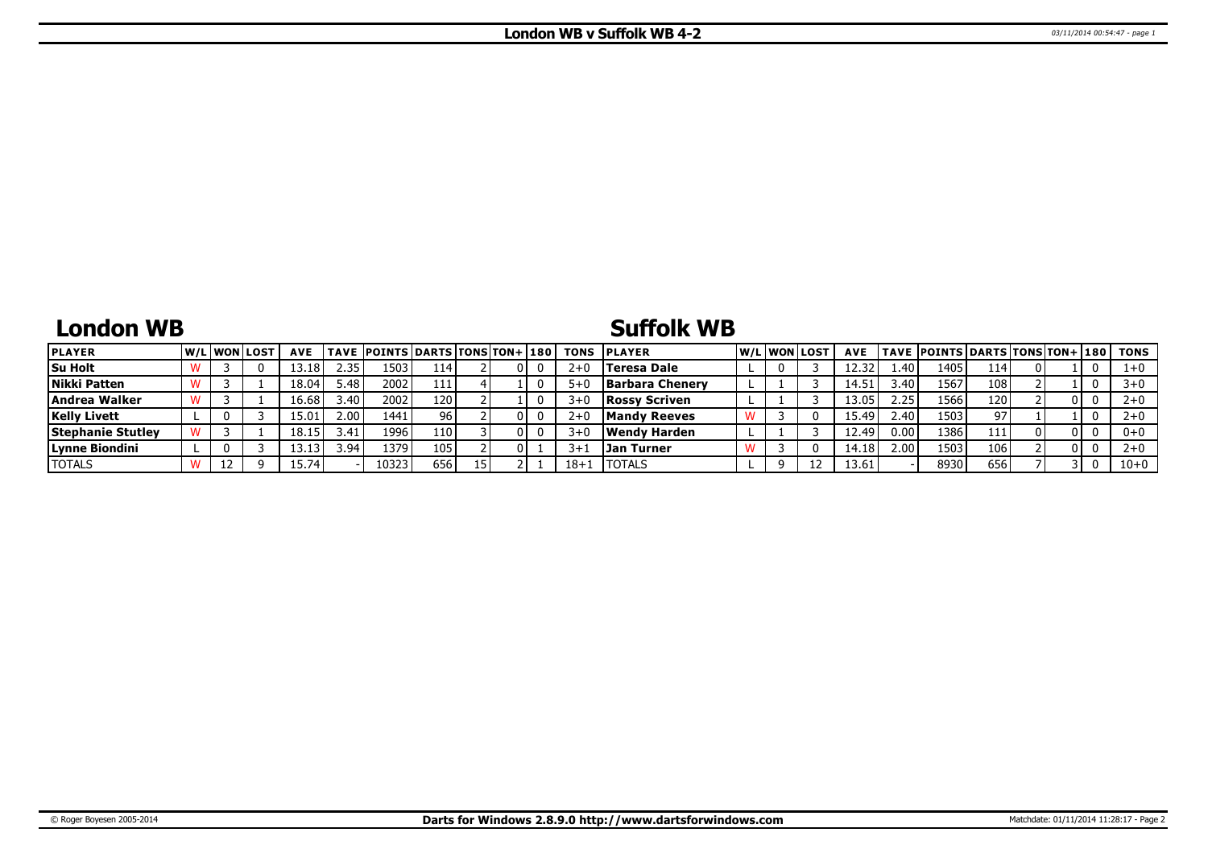# London WB v Suffolk WB 4-2

## London WB

| PLAYER | W/L | WON | LOST | AVE | TAVE | POINTS | DARTS | TONS | TON+ | 180 | TONS |
|---|---|---|---|---|---|---|---|---|---|---|---|
| Su Holt | W | 3 | 0 | 13.18 | 2.35 | 1503 | 114 | 2 | 0 | 0 | 2+0 |
| Nikki Patten | W | 3 | 1 | 18.04 | 5.48 | 2002 | 111 | 4 | 1 | 0 | 5+0 |
| Andrea Walker | W | 3 | 1 | 16.68 | 3.40 | 2002 | 120 | 2 | 1 | 0 | 3+0 |
| Kelly Livett | L | 0 | 3 | 15.01 | 2.00 | 1441 | 96 | 2 | 0 | 0 | 2+0 |
| Stephanie Stutley | W | 3 | 1 | 18.15 | 3.41 | 1996 | 110 | 3 | 0 | 0 | 3+0 |
| Lynne Biondini | L | 0 | 3 | 13.13 | 3.94 | 1379 | 105 | 2 | 0 | 1 | 3+1 |
| TOTALS | W | 12 | 9 | 15.74 | - | 10323 | 656 | 15 | 2 | 1 | 18+1 |

## Suffolk WB

| PLAYER | W/L | WON | LOST | AVE | TAVE | POINTS | DARTS | TONS | TON+ | 180 | TONS |
|---|---|---|---|---|---|---|---|---|---|---|---|
| Teresa Dale | L | 0 | 3 | 12.32 | 1.40 | 1405 | 114 | 0 | 1 | 0 | 1+0 |
| Barbara Chenery | L | 1 | 3 | 14.51 | 3.40 | 1567 | 108 | 2 | 1 | 0 | 3+0 |
| Rossy Scriven | L | 1 | 3 | 13.05 | 2.25 | 1566 | 120 | 2 | 0 | 0 | 2+0 |
| Mandy Reeves | W | 3 | 0 | 15.49 | 2.40 | 1503 | 97 | 1 | 1 | 0 | 2+0 |
| Wendy Harden | L | 1 | 3 | 12.49 | 0.00 | 1386 | 111 | 0 | 0 | 0 | 0+0 |
| Jan Turner | W | 3 | 0 | 14.18 | 2.00 | 1503 | 106 | 2 | 0 | 0 | 2+0 |
| TOTALS | L | 9 | 12 | 13.61 | - | 8930 | 656 | 7 | 3 | 0 | 10+0 |